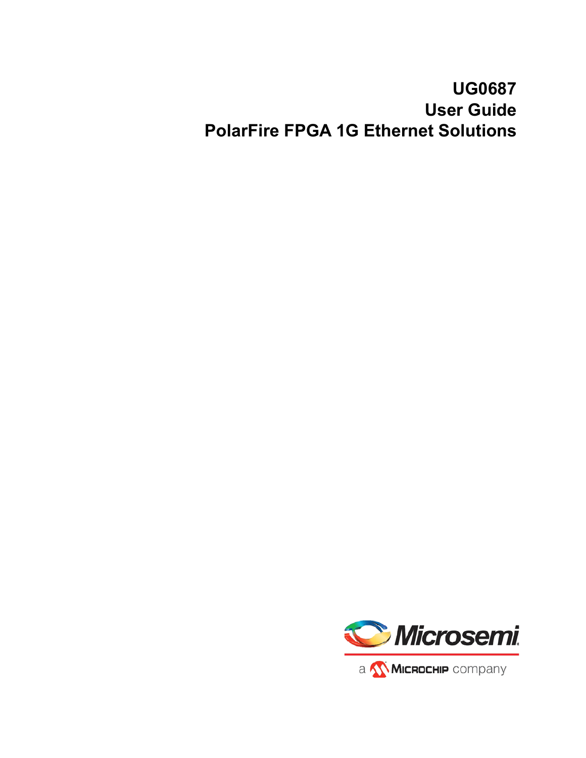# UG0687
# User Guide
# PolarFire FPGA 1G Ethernet Solutions

Microsemi

a Microchip company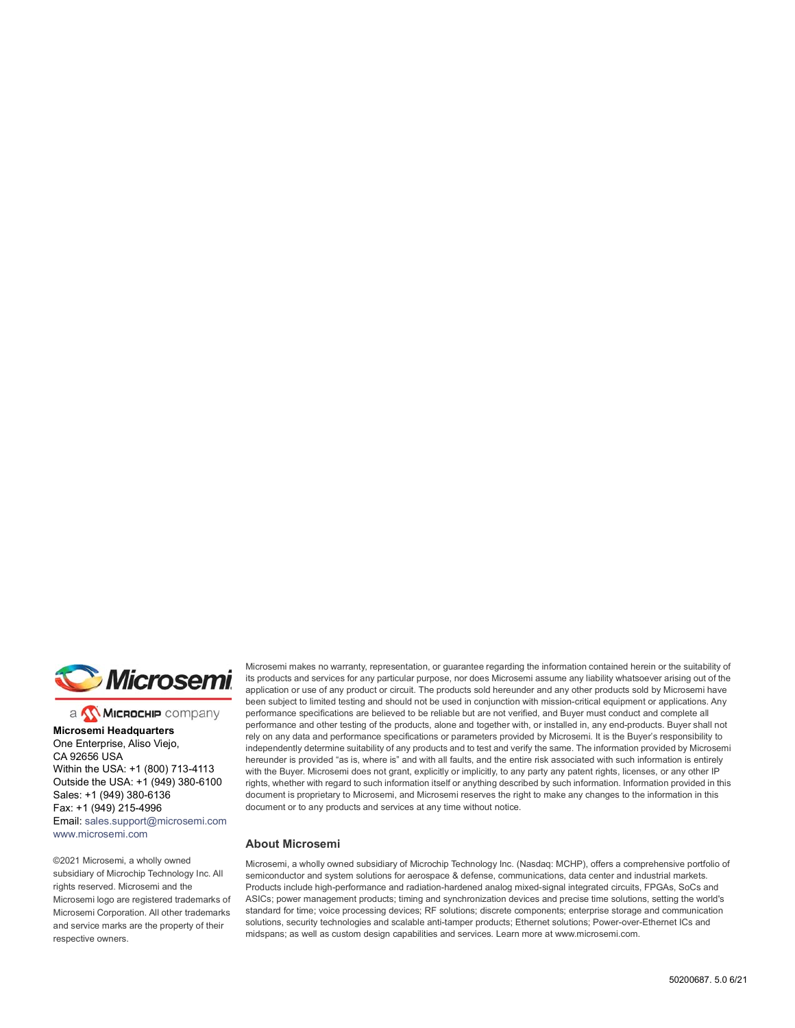a Microchip company

**Microsemi Headquarters**
One Enterprise, Aliso Viejo,
CA 92656 USA
Within the USA: +1 (800) 713-4113
Outside the USA: +1 (949) 380-6100
Sales: +1 (949) 380-6136
Fax: +1 (949) 215-4996
Email: sales.support@microsemi.com
www.microsemi.com

©2021 Microsemi, a wholly owned subsidiary of Microchip Technology Inc. All rights reserved. Microsemi and the Microsemi logo are registered trademarks of Microsemi Corporation. All other trademarks and service marks are the property of their respective owners.

Microsemi makes no warranty, representation, or guarantee regarding the information contained herein or the suitability of its products and services for any particular purpose, nor does Microsemi assume any liability whatsoever arising out of the application or use of any product or circuit. The products sold hereunder and any other products sold by Microsemi have been subject to limited testing and should not be used in conjunction with mission-critical equipment or applications. Any performance specifications are believed to be reliable but are not verified, and Buyer must conduct and complete all performance and other testing of the products, alone and together with, or installed in, any end-products. Buyer shall not rely on any data and performance specifications or parameters provided by Microsemi. It is the Buyer's responsibility to independently determine suitability of any products and to test and verify the same. The information provided by Microsemi hereunder is provided "as is, where is" and with all faults, and the entire risk associated with such information is entirely with the Buyer. Microsemi does not grant, explicitly or implicitly, to any party any patent rights, licenses, or any other IP rights, whether with regard to such information itself or anything described by such information. Information provided in this document is proprietary to Microsemi, and Microsemi reserves the right to make any changes to the information in this document or to any products and services at any time without notice.

### About Microsemi

Microsemi, a wholly owned subsidiary of Microchip Technology Inc. (Nasdaq: MCHP), offers a comprehensive portfolio of semiconductor and system solutions for aerospace & defense, communications, data center and industrial markets. Products include high-performance and radiation-hardened analog mixed-signal integrated circuits, FPGAs, SoCs and ASICs; power management products; timing and synchronization devices and precise time solutions, setting the world's standard for time; voice processing devices; RF solutions; discrete components; enterprise storage and communication solutions, security technologies and scalable anti-tamper products; Ethernet solutions; Power-over-Ethernet ICs and midspans; as well as custom design capabilities and services. Learn more at www.microsemi.com.

50200687. 5.0 6/21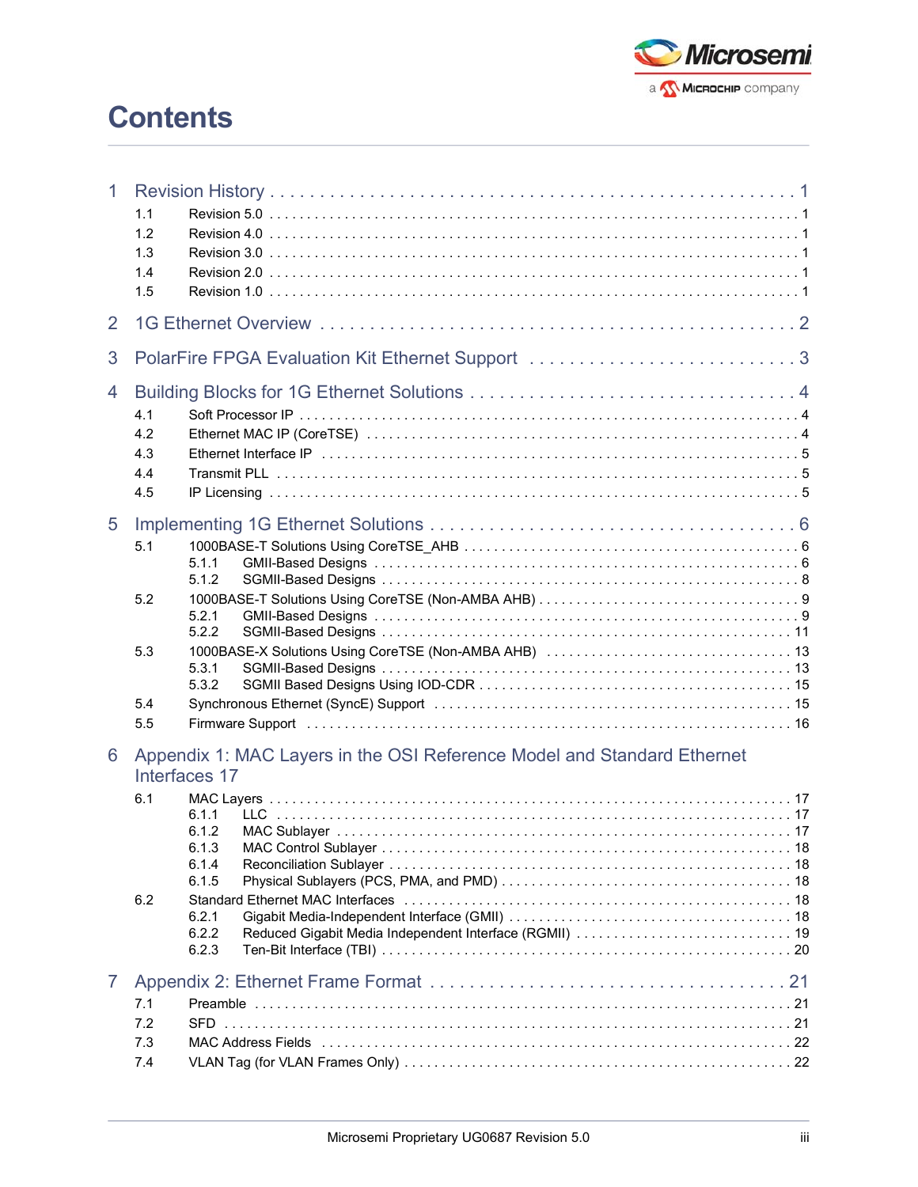# Contents

1 Revision History . . . . . . . . . . 1
- 1.1 Revision 5.0 . . . . . . . . . . 1
- 1.2 Revision 4.0 . . . . . . . . . . 1
- 1.3 Revision 3.0 . . . . . . . . . . 1
- 1.4 Revision 2.0 . . . . . . . . . . 1
- 1.5 Revision 1.0 . . . . . . . . . . 1

2 1G Ethernet Overview . . . . . . . . . . 2

3 PolarFire FPGA Evaluation Kit Ethernet Support . . . . . . . . . . 3

4 Building Blocks for 1G Ethernet Solutions . . . . . . . . . . 4
- 4.1 Soft Processor IP . . . . . . . . . . 4
- 4.2 Ethernet MAC IP (CoreTSE) . . . . . . . . . . 4
- 4.3 Ethernet Interface IP . . . . . . . . . . 5
- 4.4 Transmit PLL . . . . . . . . . . 5
- 4.5 IP Licensing . . . . . . . . . . 5

5 Implementing 1G Ethernet Solutions . . . . . . . . . . 6
- 5.1 1000BASE-T Solutions Using CoreTSE_AHB . . . . . . . . . . 6
  - 5.1.1 GMII-Based Designs . . . . . . . . . . 6
  - 5.1.2 SGMII-Based Designs . . . . . . . . . . 8
- 5.2 1000BASE-T Solutions Using CoreTSE (Non-AMBA AHB) . . . . . . . . . . 9
  - 5.2.1 GMII-Based Designs . . . . . . . . . . 9
  - 5.2.2 SGMII-Based Designs . . . . . . . . . . 11
- 5.3 1000BASE-X Solutions Using CoreTSE (Non-AMBA AHB) . . . . . . . . . . 13
  - 5.3.1 SGMII-Based Designs . . . . . . . . . . 13
  - 5.3.2 SGMII Based Designs Using IOD-CDR . . . . . . . . . . 15
- 5.4 Synchronous Ethernet (SyncE) Support . . . . . . . . . . 15
- 5.5 Firmware Support . . . . . . . . . . 16

6 Appendix 1: MAC Layers in the OSI Reference Model and Standard Ethernet Interfaces 17
- 6.1 MAC Layers . . . . . . . . . . 17
  - 6.1.1 LLC . . . . . . . . . . 17
  - 6.1.2 MAC Sublayer . . . . . . . . . . 17
  - 6.1.3 MAC Control Sublayer . . . . . . . . . . 18
  - 6.1.4 Reconciliation Sublayer . . . . . . . . . . 18
  - 6.1.5 Physical Sublayers (PCS, PMA, and PMD) . . . . . . . . . . 18
- 6.2 Standard Ethernet MAC Interfaces . . . . . . . . . . 18
  - 6.2.1 Gigabit Media-Independent Interface (GMII) . . . . . . . . . . 18
  - 6.2.2 Reduced Gigabit Media Independent Interface (RGMII) . . . . . . . . . . 19
  - 6.2.3 Ten-Bit Interface (TBI) . . . . . . . . . . 20

7 Appendix 2: Ethernet Frame Format . . . . . . . . . . 21
- 7.1 Preamble . . . . . . . . . . 21
- 7.2 SFD . . . . . . . . . . 21
- 7.3 MAC Address Fields . . . . . . . . . . 22
- 7.4 VLAN Tag (for VLAN Frames Only) . . . . . . . . . . 22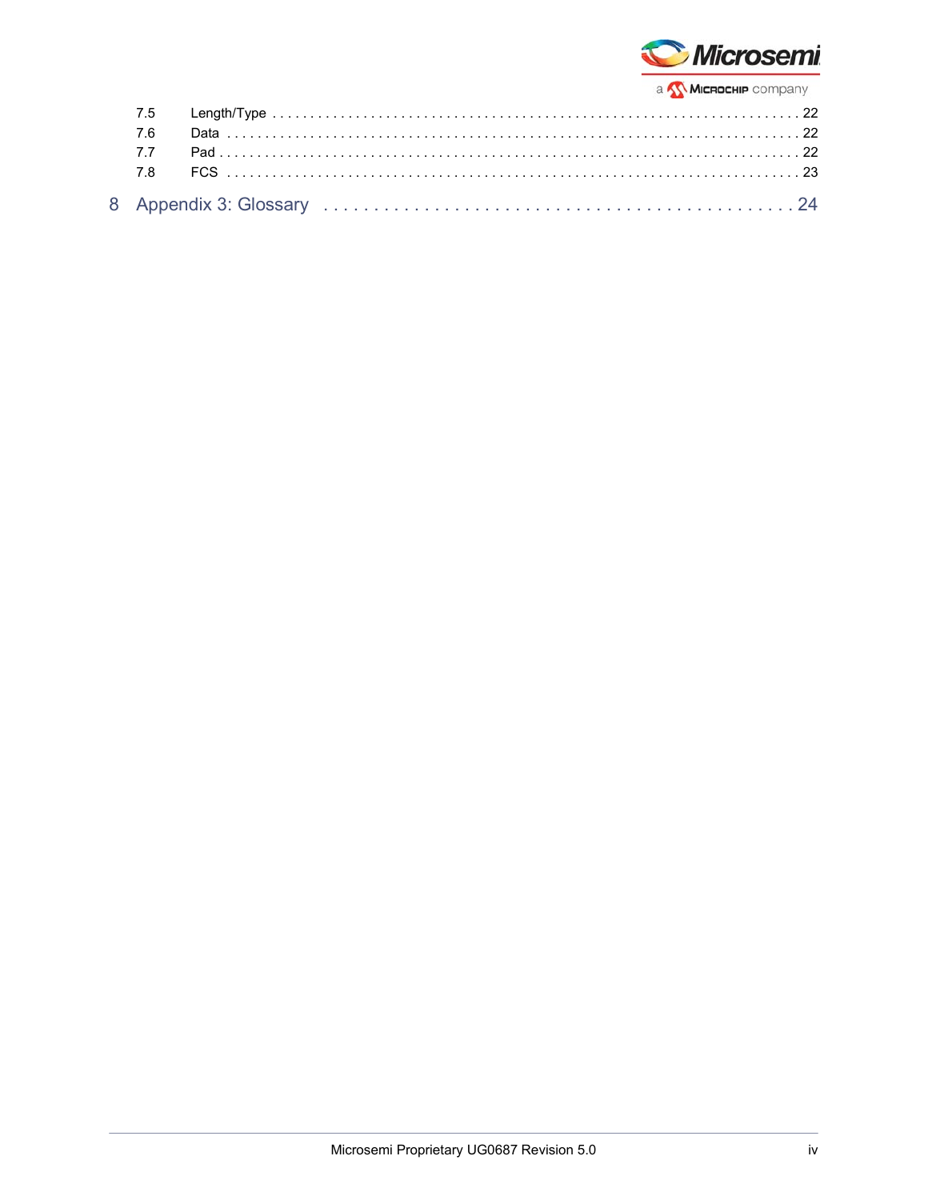7.5 Length/Type . . . . . . . . . . . . . . . . . . . . . . . . . . . . . . . . . . . . . . . . . . . . . . . . . . . . . . . . . . . . . . . . . . . . . . 22

7.6 Data . . . . . . . . . . . . . . . . . . . . . . . . . . . . . . . . . . . . . . . . . . . . . . . . . . . . . . . . . . . . . . . . . . . . . . . . . . . . 22

7.7 Pad . . . . . . . . . . . . . . . . . . . . . . . . . . . . . . . . . . . . . . . . . . . . . . . . . . . . . . . . . . . . . . . . . . . . . . . . . . . . 22

7.8 FCS . . . . . . . . . . . . . . . . . . . . . . . . . . . . . . . . . . . . . . . . . . . . . . . . . . . . . . . . . . . . . . . . . . . . . . . . . . . 23

8 Appendix 3: Glossary . . . . . . . . . . . . . . . . . . . . . . . . . . . . . . . . . . . . . . . . . . . . . 24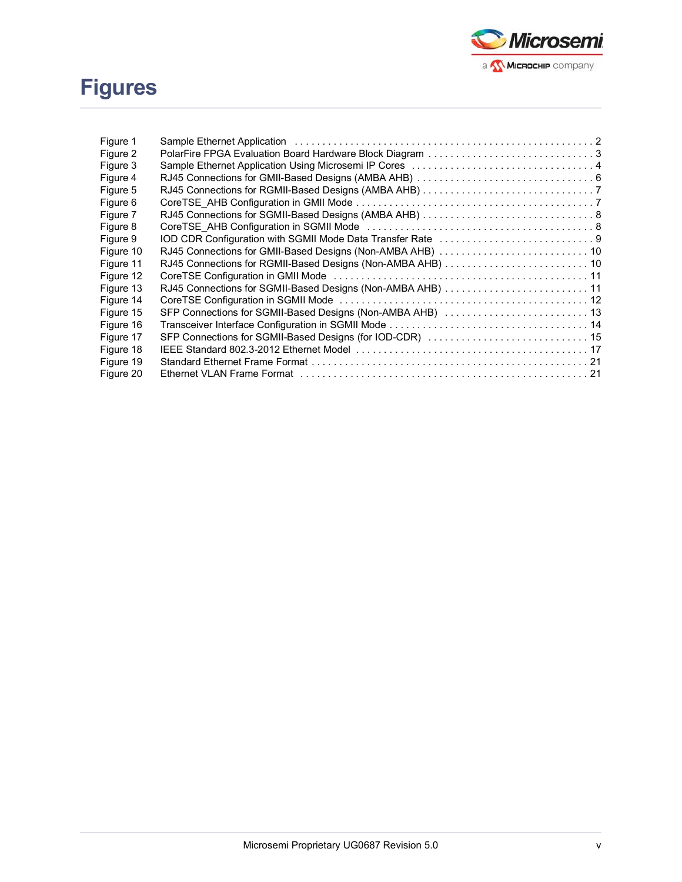# Figures

| | | |
|---|---|---|
| Figure 1 | Sample Ethernet Application | 2 |
| Figure 2 | PolarFire FPGA Evaluation Board Hardware Block Diagram | 3 |
| Figure 3 | Sample Ethernet Application Using Microsemi IP Cores | 4 |
| Figure 4 | RJ45 Connections for GMII-Based Designs (AMBA AHB) | 6 |
| Figure 5 | RJ45 Connections for RGMII-Based Designs (AMBA AHB) | 7 |
| Figure 6 | CoreTSE_AHB Configuration in GMII Mode | 7 |
| Figure 7 | RJ45 Connections for SGMII-Based Designs (AMBA AHB) | 8 |
| Figure 8 | CoreTSE_AHB Configuration in SGMII Mode | 8 |
| Figure 9 | IOD CDR Configuration with SGMII Mode Data Transfer Rate | 9 |
| Figure 10 | RJ45 Connections for GMII-Based Designs (Non-AMBA AHB) | 10 |
| Figure 11 | RJ45 Connections for RGMII-Based Designs (Non-AMBA AHB) | 10 |
| Figure 12 | CoreTSE Configuration in GMII Mode | 11 |
| Figure 13 | RJ45 Connections for SGMII-Based Designs (Non-AMBA AHB) | 11 |
| Figure 14 | CoreTSE Configuration in SGMII Mode | 12 |
| Figure 15 | SFP Connections for SGMII-Based Designs (Non-AMBA AHB) | 13 |
| Figure 16 | Transceiver Interface Configuration in SGMII Mode | 14 |
| Figure 17 | SFP Connections for SGMII-Based Designs (for IOD-CDR) | 15 |
| Figure 18 | IEEE Standard 802.3-2012 Ethernet Model | 17 |
| Figure 19 | Standard Ethernet Frame Format | 21 |
| Figure 20 | Ethernet VLAN Frame Format | 21 |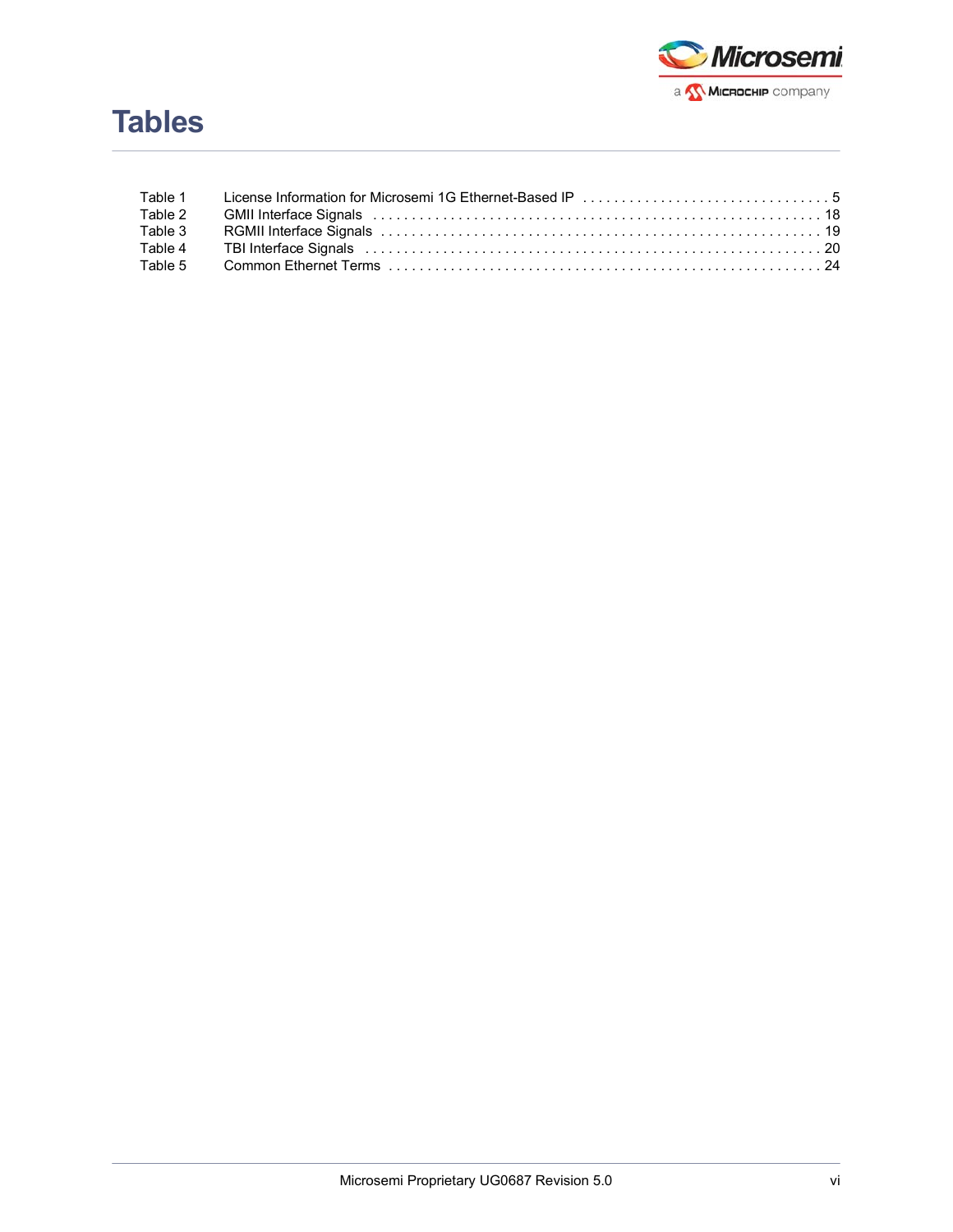# Tables

Table 1 License Information for Microsemi 1G Ethernet-Based IP . . . . . . . . . . . . . . . . . . . . . . . . . . . . . . . . 5
Table 2 GMII Interface Signals . . . . . . . . . . . . . . . . . . . . . . . . . . . . . . . . . . . . . . . . . . . . . . . . . . . . . . . . . 18
Table 3 RGMII Interface Signals . . . . . . . . . . . . . . . . . . . . . . . . . . . . . . . . . . . . . . . . . . . . . . . . . . . . . . . . 19
Table 4 TBI Interface Signals . . . . . . . . . . . . . . . . . . . . . . . . . . . . . . . . . . . . . . . . . . . . . . . . . . . . . . . . . . 20
Table 5 Common Ethernet Terms . . . . . . . . . . . . . . . . . . . . . . . . . . . . . . . . . . . . . . . . . . . . . . . . . . . . . . . 24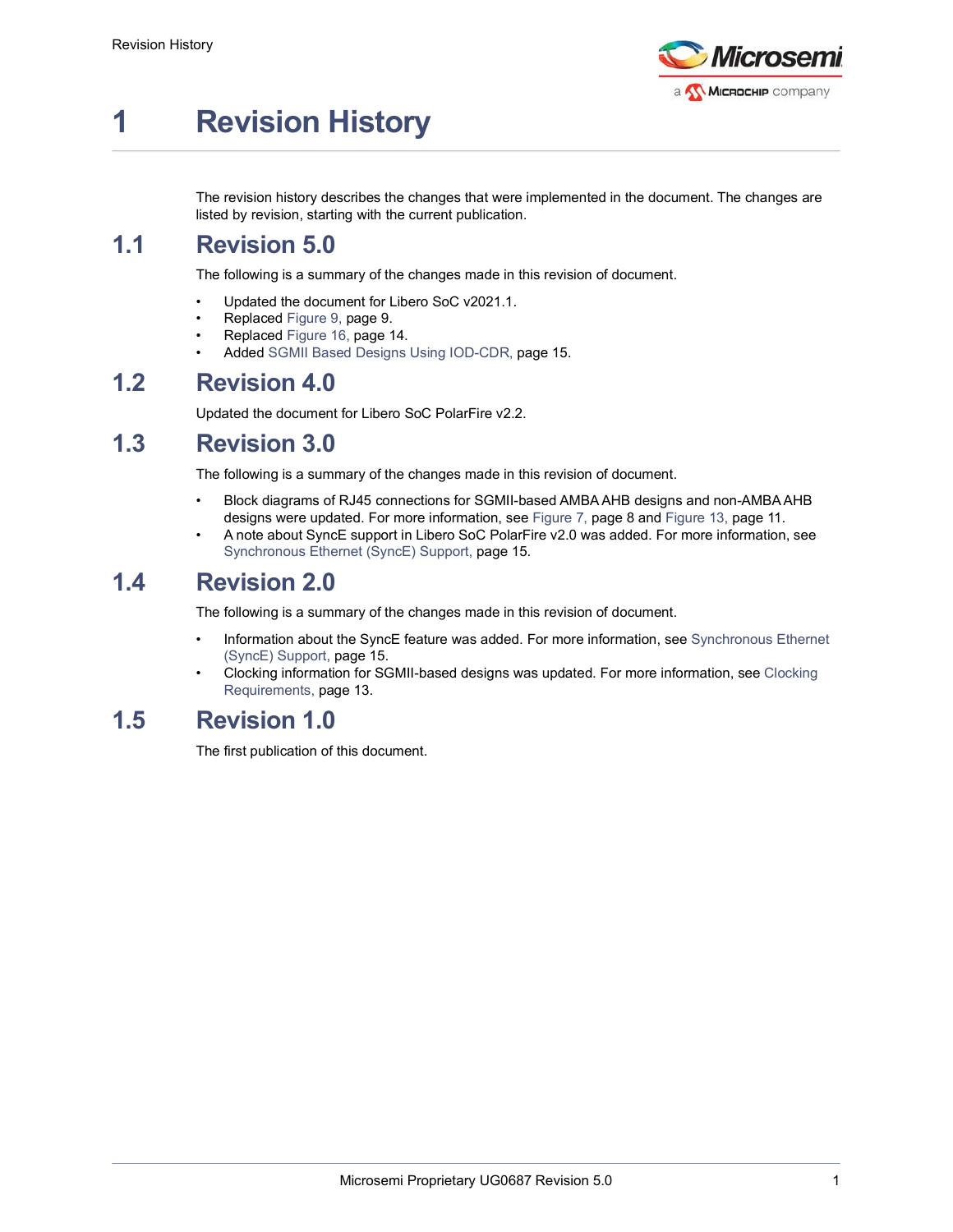# 1 Revision History

The revision history describes the changes that were implemented in the document. The changes are listed by revision, starting with the current publication.

## 1.1 Revision 5.0

The following is a summary of the changes made in this revision of document.

- Updated the document for Libero SoC v2021.1.
- Replaced Figure 9, page 9.
- Replaced Figure 16, page 14.
- Added SGMII Based Designs Using IOD-CDR, page 15.

## 1.2 Revision 4.0

Updated the document for Libero SoC PolarFire v2.2.

## 1.3 Revision 3.0

The following is a summary of the changes made in this revision of document.

- Block diagrams of RJ45 connections for SGMII-based AMBA AHB designs and non-AMBA AHB designs were updated. For more information, see Figure 7, page 8 and Figure 13, page 11.
- A note about SyncE support in Libero SoC PolarFire v2.0 was added. For more information, see Synchronous Ethernet (SyncE) Support, page 15.

## 1.4 Revision 2.0

The following is a summary of the changes made in this revision of document.

- Information about the SyncE feature was added. For more information, see Synchronous Ethernet (SyncE) Support, page 15.
- Clocking information for SGMII-based designs was updated. For more information, see Clocking Requirements, page 13.

## 1.5 Revision 1.0

The first publication of this document.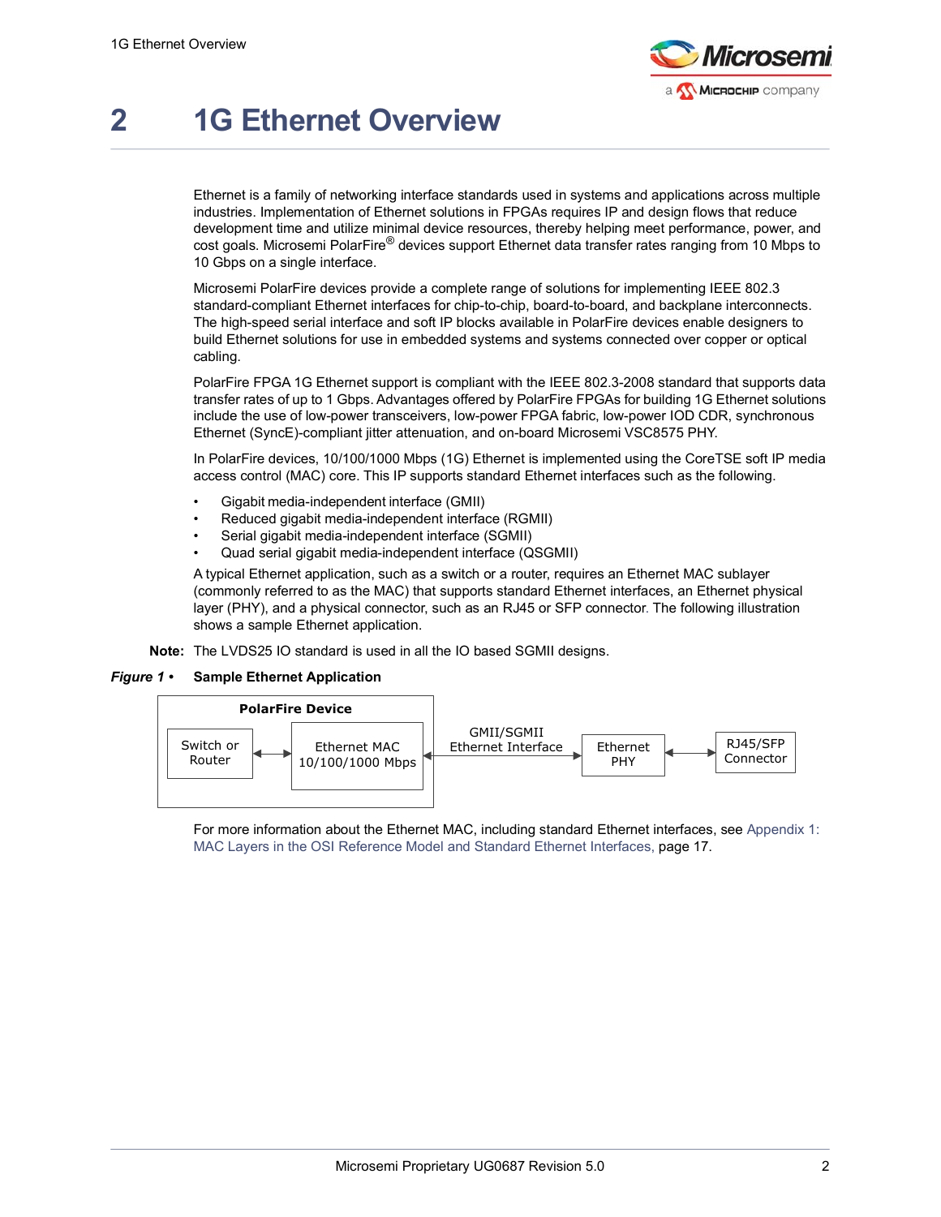# 2 1G Ethernet Overview

Ethernet is a family of networking interface standards used in systems and applications across multiple industries. Implementation of Ethernet solutions in FPGAs requires IP and design flows that reduce development time and utilize minimal device resources, thereby helping meet performance, power, and cost goals. Microsemi PolarFire® devices support Ethernet data transfer rates ranging from 10 Mbps to 10 Gbps on a single interface.

Microsemi PolarFire devices provide a complete range of solutions for implementing IEEE 802.3 standard-compliant Ethernet interfaces for chip-to-chip, board-to-board, and backplane interconnects. The high-speed serial interface and soft IP blocks available in PolarFire devices enable designers to build Ethernet solutions for use in embedded systems and systems connected over copper or optical cabling.

PolarFire FPGA 1G Ethernet support is compliant with the IEEE 802.3-2008 standard that supports data transfer rates of up to 1 Gbps. Advantages offered by PolarFire FPGAs for building 1G Ethernet solutions include the use of low-power transceivers, low-power FPGA fabric, low-power IOD CDR, synchronous Ethernet (SyncE)-compliant jitter attenuation, and on-board Microsemi VSC8575 PHY.

In PolarFire devices, 10/100/1000 Mbps (1G) Ethernet is implemented using the CoreTSE soft IP media access control (MAC) core. This IP supports standard Ethernet interfaces such as the following.

- Gigabit media-independent interface (GMII)
- Reduced gigabit media-independent interface (RGMII)
- Serial gigabit media-independent interface (SGMII)
- Quad serial gigabit media-independent interface (QSGMII)

A typical Ethernet application, such as a switch or a router, requires an Ethernet MAC sublayer (commonly referred to as the MAC) that supports standard Ethernet interfaces, an Ethernet physical layer (PHY), and a physical connector, such as an RJ45 or SFP connector. The following illustration shows a sample Ethernet application.

**Note:** The LVDS25 IO standard is used in all the IO based SGMII designs.

***Figure 1 •*** **Sample Ethernet Application**

PolarFire Device: [Switch or Router] ↔ [Ethernet MAC 10/100/1000 Mbps] ↔ (GMII/SGMII Ethernet Interface) ↔ [Ethernet PHY] ↔ [RJ45/SFP Connector]

For more information about the Ethernet MAC, including standard Ethernet interfaces, see Appendix 1: MAC Layers in the OSI Reference Model and Standard Ethernet Interfaces, page 17.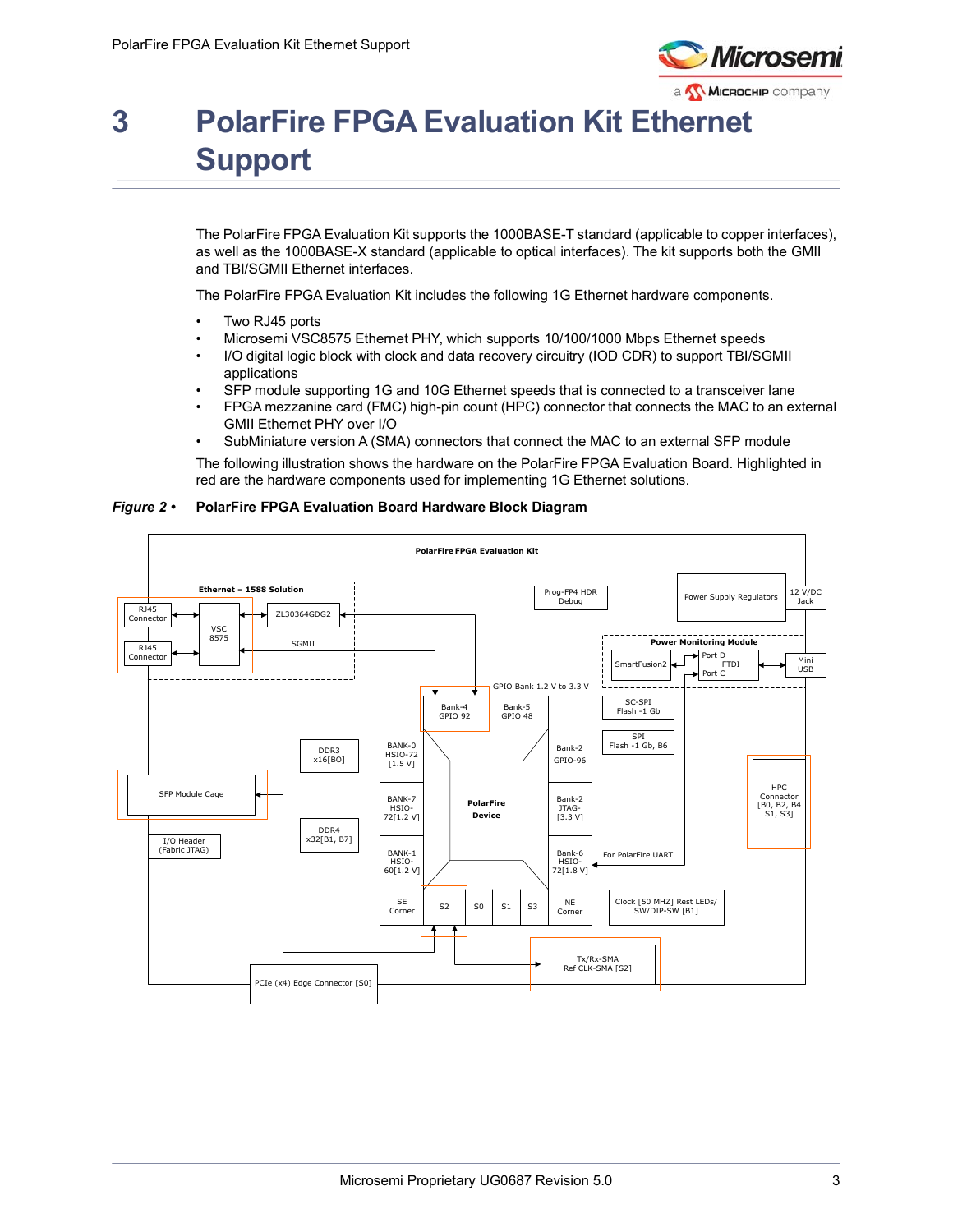# 3 PolarFire FPGA Evaluation Kit Ethernet Support

The PolarFire FPGA Evaluation Kit supports the 1000BASE-T standard (applicable to copper interfaces), as well as the 1000BASE-X standard (applicable to optical interfaces). The kit supports both the GMII and TBI/SGMII Ethernet interfaces.

The PolarFire FPGA Evaluation Kit includes the following 1G Ethernet hardware components.

- Two RJ45 ports
- Microsemi VSC8575 Ethernet PHY, which supports 10/100/1000 Mbps Ethernet speeds
- I/O digital logic block with clock and data recovery circuitry (IOD CDR) to support TBI/SGMII applications
- SFP module supporting 1G and 10G Ethernet speeds that is connected to a transceiver lane
- FPGA mezzanine card (FMC) high-pin count (HPC) connector that connects the MAC to an external GMII Ethernet PHY over I/O
- SubMiniature version A (SMA) connectors that connect the MAC to an external SFP module

The following illustration shows the hardware on the PolarFire FPGA Evaluation Board. Highlighted in red are the hardware components used for implementing 1G Ethernet solutions.

***Figure 2 •*** **PolarFire FPGA Evaluation Board Hardware Block Diagram**

PolarFire FPGA Evaluation Kit

Ethernet – 1588 Solution: RJ45 Connector, RJ45 Connector, VSC 8575, ZL30364GDG2, SGMII

Prog-FP4 HDR Debug; Power Supply Regulators; 12 V/DC Jack

Power Monitoring Module: SmartFusion2, Port D, FTDI, Port C, Mini USB

GPIO Bank 1.2 V to 3.3 V: Bank-4 GPIO 92, Bank-5 GPIO 48

SC-SPI Flash -1 Gb; SPI Flash -1 Gb, B6

DDR3 x16[BO]; DDR4 x32[B1, B7]

BANK-0 HSIO-72 [1.5 V]; BANK-7 HSIO-72[1.2 V]; BANK-1 HSIO-60[1.2 V]

PolarFire Device

Bank-2 GPIO-96; Bank-2 JTAG-[3.3 V]; Bank-6 HSIO-72[1.8 V]

HPC Connector [B0, B2, B4 S1, S3]

For PolarFire UART

SFP Module Cage; I/O Header (Fabric JTAG)

SE Corner, S2, S0, S1, S3, NE Corner

Clock [50 MHZ] Rest LEDs/ SW/DIP-SW [B1]

Tx/Rx-SMA Ref CLK-SMA [S2]

PCIe (x4) Edge Connector [S0]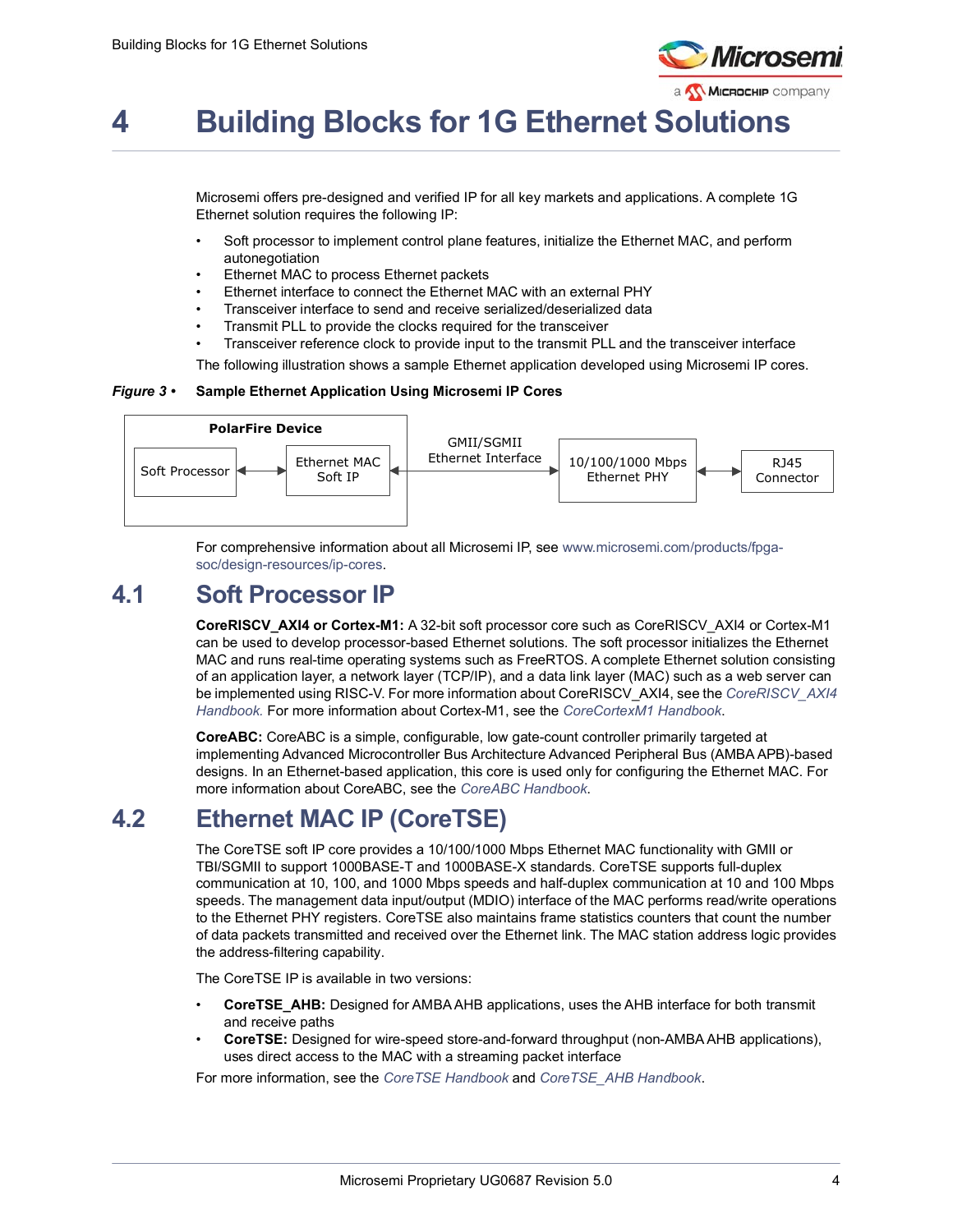# 4 Building Blocks for 1G Ethernet Solutions

Microsemi offers pre-designed and verified IP for all key markets and applications. A complete 1G Ethernet solution requires the following IP:

- Soft processor to implement control plane features, initialize the Ethernet MAC, and perform autonegotiation
- Ethernet MAC to process Ethernet packets
- Ethernet interface to connect the Ethernet MAC with an external PHY
- Transceiver interface to send and receive serialized/deserialized data
- Transmit PLL to provide the clocks required for the transceiver
- Transceiver reference clock to provide input to the transmit PLL and the transceiver interface

The following illustration shows a sample Ethernet application developed using Microsemi IP cores.

***Figure 3 •*** **Sample Ethernet Application Using Microsemi IP Cores**

PolarFire Device: Soft Processor ↔ Ethernet MAC Soft IP ↔ (GMII/SGMII Ethernet Interface) ↔ 10/100/1000 Mbps Ethernet PHY ↔ RJ45 Connector

For comprehensive information about all Microsemi IP, see www.microsemi.com/products/fpga-soc/design-resources/ip-cores.

## 4.1 Soft Processor IP

**CoreRISCV_AXI4 or Cortex-M1:** A 32-bit soft processor core such as CoreRISCV_AXI4 or Cortex-M1 can be used to develop processor-based Ethernet solutions. The soft processor initializes the Ethernet MAC and runs real-time operating systems such as FreeRTOS. A complete Ethernet solution consisting of an application layer, a network layer (TCP/IP), and a data link layer (MAC) such as a web server can be implemented using RISC-V. For more information about CoreRISCV_AXI4, see the *CoreRISCV_AXI4 Handbook*. For more information about Cortex-M1, see the *CoreCortexM1 Handbook*.

**CoreABC:** CoreABC is a simple, configurable, low gate-count controller primarily targeted at implementing Advanced Microcontroller Bus Architecture Advanced Peripheral Bus (AMBA APB)-based designs. In an Ethernet-based application, this core is used only for configuring the Ethernet MAC. For more information about CoreABC, see the *CoreABC Handbook*.

## 4.2 Ethernet MAC IP (CoreTSE)

The CoreTSE soft IP core provides a 10/100/1000 Mbps Ethernet MAC functionality with GMII or TBI/SGMII to support 1000BASE-T and 1000BASE-X standards. CoreTSE supports full-duplex communication at 10, 100, and 1000 Mbps speeds and half-duplex communication at 10 and 100 Mbps speeds. The management data input/output (MDIO) interface of the MAC performs read/write operations to the Ethernet PHY registers. CoreTSE also maintains frame statistics counters that count the number of data packets transmitted and received over the Ethernet link. The MAC station address logic provides the address-filtering capability.

The CoreTSE IP is available in two versions:

- **CoreTSE_AHB:** Designed for AMBA AHB applications, uses the AHB interface for both transmit and receive paths
- **CoreTSE:** Designed for wire-speed store-and-forward throughput (non-AMBA AHB applications), uses direct access to the MAC with a streaming packet interface

For more information, see the *CoreTSE Handbook* and *CoreTSE_AHB Handbook*.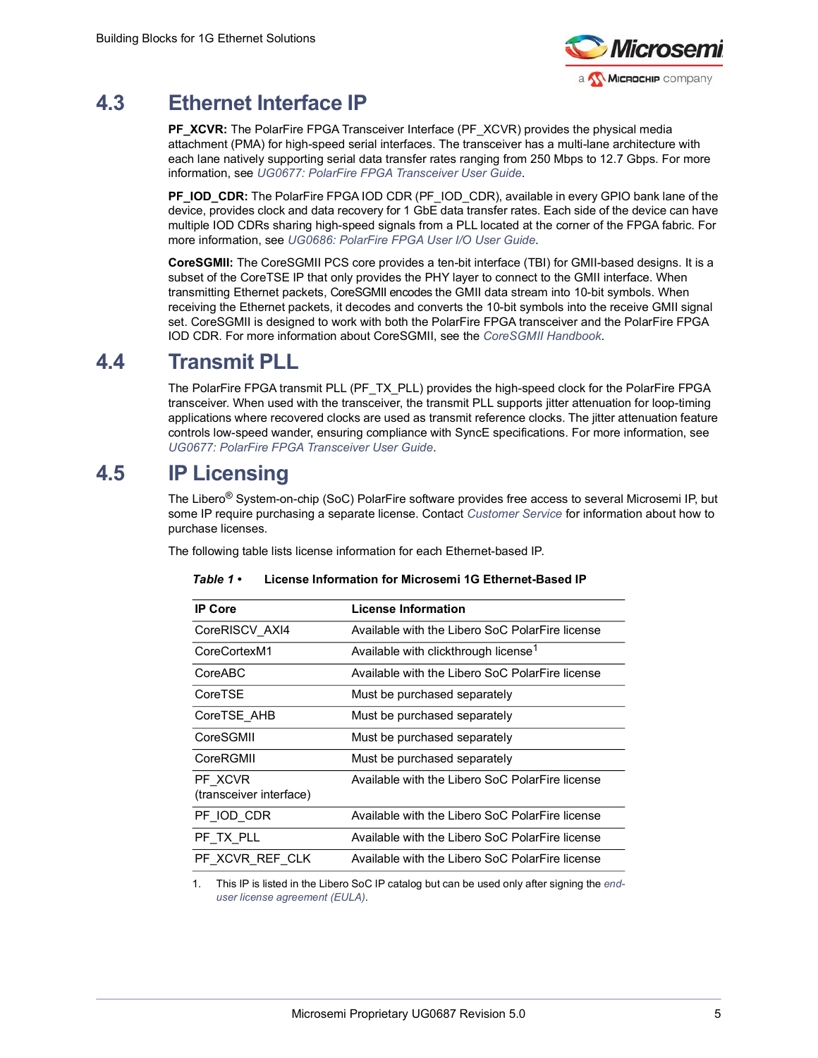## 4.3 Ethernet Interface IP

**PF_XCVR:** The PolarFire FPGA Transceiver Interface (PF_XCVR) provides the physical media attachment (PMA) for high-speed serial interfaces. The transceiver has a multi-lane architecture with each lane natively supporting serial data transfer rates ranging from 250 Mbps to 12.7 Gbps. For more information, see *UG0677: PolarFire FPGA Transceiver User Guide*.

**PF_IOD_CDR:** The PolarFire FPGA IOD CDR (PF_IOD_CDR), available in every GPIO bank lane of the device, provides clock and data recovery for 1 GbE data transfer rates. Each side of the device can have multiple IOD CDRs sharing high-speed signals from a PLL located at the corner of the FPGA fabric. For more information, see *UG0686: PolarFire FPGA User I/O User Guide*.

**CoreSGMII:** The CoreSGMII PCS core provides a ten-bit interface (TBI) for GMII-based designs. It is a subset of the CoreTSE IP that only provides the PHY layer to connect to the GMII interface. When transmitting Ethernet packets, CoreSGMII encodes the GMII data stream into 10-bit symbols. When receiving the Ethernet packets, it decodes and converts the 10-bit symbols into the receive GMII signal set. CoreSGMII is designed to work with both the PolarFire FPGA transceiver and the PolarFire FPGA IOD CDR. For more information about CoreSGMII, see the *CoreSGMII Handbook*.

## 4.4 Transmit PLL

The PolarFire FPGA transmit PLL (PF_TX_PLL) provides the high-speed clock for the PolarFire FPGA transceiver. When used with the transceiver, the transmit PLL supports jitter attenuation for loop-timing applications where recovered clocks are used as transmit reference clocks. The jitter attenuation feature controls low-speed wander, ensuring compliance with SyncE specifications. For more information, see *UG0677: PolarFire FPGA Transceiver User Guide*.

## 4.5 IP Licensing

The Libero® System-on-chip (SoC) PolarFire software provides free access to several Microsemi IP, but some IP require purchasing a separate license. Contact *Customer Service* for information about how to purchase licenses.

The following table lists license information for each Ethernet-based IP.

***Table 1 •*** **License Information for Microsemi 1G Ethernet-Based IP**

| IP Core | License Information |
|---|---|
| CoreRISCV_AXI4 | Available with the Libero SoC PolarFire license |
| CoreCortexM1 | Available with clickthrough license[1] |
| CoreABC | Available with the Libero SoC PolarFire license |
| CoreTSE | Must be purchased separately |
| CoreTSE_AHB | Must be purchased separately |
| CoreSGMII | Must be purchased separately |
| CoreRGMII | Must be purchased separately |
| PF_XCVR (transceiver interface) | Available with the Libero SoC PolarFire license |
| PF_IOD_CDR | Available with the Libero SoC PolarFire license |
| PF_TX_PLL | Available with the Libero SoC PolarFire license |
| PF_XCVR_REF_CLK | Available with the Libero SoC PolarFire license |

1. This IP is listed in the Libero SoC IP catalog but can be used only after signing the *end-user license agreement (EULA)*.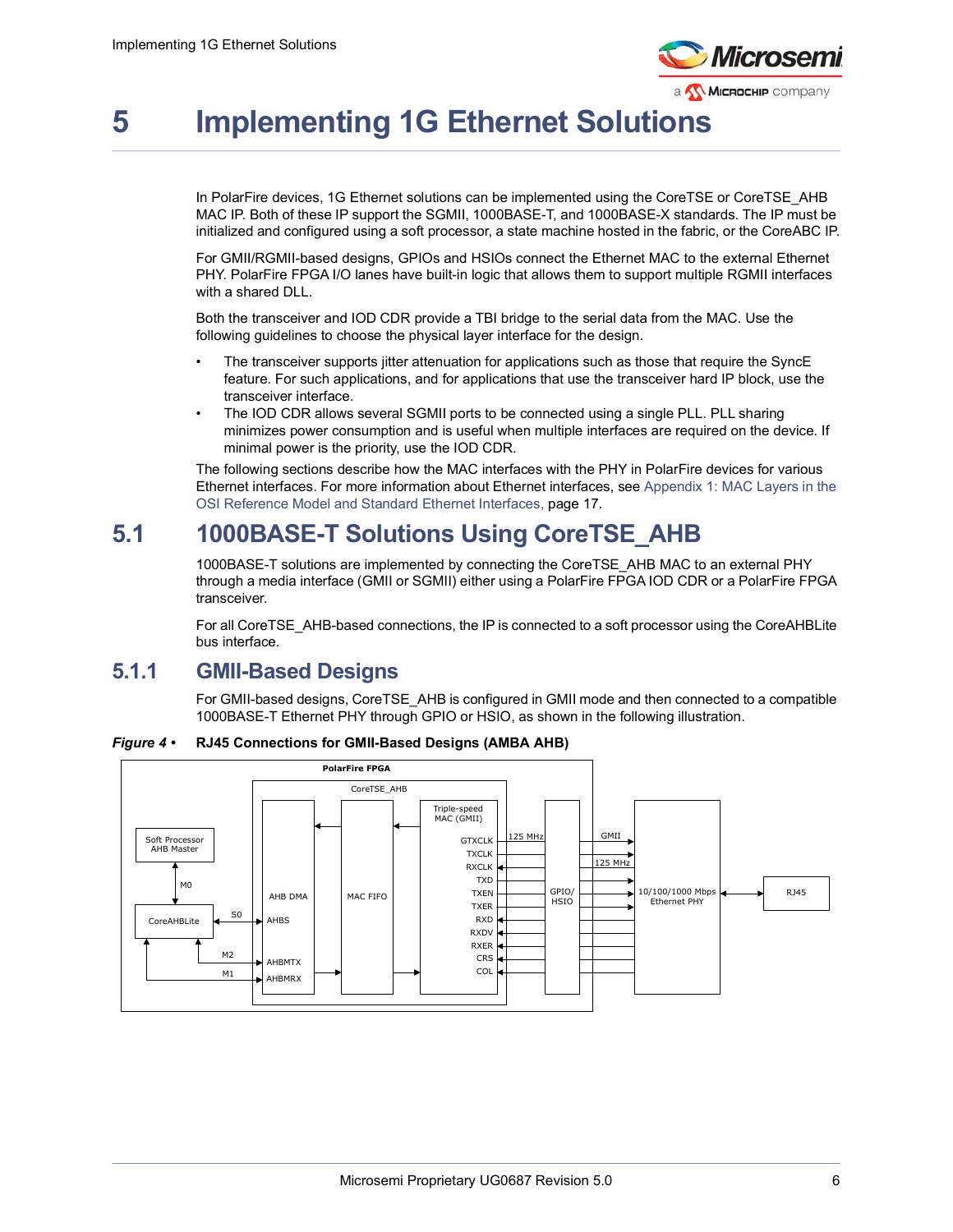# 5 Implementing 1G Ethernet Solutions

In PolarFire devices, 1G Ethernet solutions can be implemented using the CoreTSE or CoreTSE_AHB MAC IP. Both of these IP support the SGMII, 1000BASE-T, and 1000BASE-X standards. The IP must be initialized and configured using a soft processor, a state machine hosted in the fabric, or the CoreABC IP.

For GMII/RGMII-based designs, GPIOs and HSIOs connect the Ethernet MAC to the external Ethernet PHY. PolarFire FPGA I/O lanes have built-in logic that allows them to support multiple RGMII interfaces with a shared DLL.

Both the transceiver and IOD CDR provide a TBI bridge to the serial data from the MAC. Use the following guidelines to choose the physical layer interface for the design.

- The transceiver supports jitter attenuation for applications such as those that require the SyncE feature. For such applications, and for applications that use the transceiver hard IP block, use the transceiver interface.
- The IOD CDR allows several SGMII ports to be connected using a single PLL. PLL sharing minimizes power consumption and is useful when multiple interfaces are required on the device. If minimal power is the priority, use the IOD CDR.

The following sections describe how the MAC interfaces with the PHY in PolarFire devices for various Ethernet interfaces. For more information about Ethernet interfaces, see Appendix 1: MAC Layers in the OSI Reference Model and Standard Ethernet Interfaces, page 17.

## 5.1 1000BASE-T Solutions Using CoreTSE_AHB

1000BASE-T solutions are implemented by connecting the CoreTSE_AHB MAC to an external PHY through a media interface (GMII or SGMII) either using a PolarFire FPGA IOD CDR or a PolarFire FPGA transceiver.

For all CoreTSE_AHB-based connections, the IP is connected to a soft processor using the CoreAHBLite bus interface.

### 5.1.1 GMII-Based Designs

For GMII-based designs, CoreTSE_AHB is configured in GMII mode and then connected to a compatible 1000BASE-T Ethernet PHY through GPIO or HSIO, as shown in the following illustration.

***Figure 4 •*** **RJ45 Connections for GMII-Based Designs (AMBA AHB)**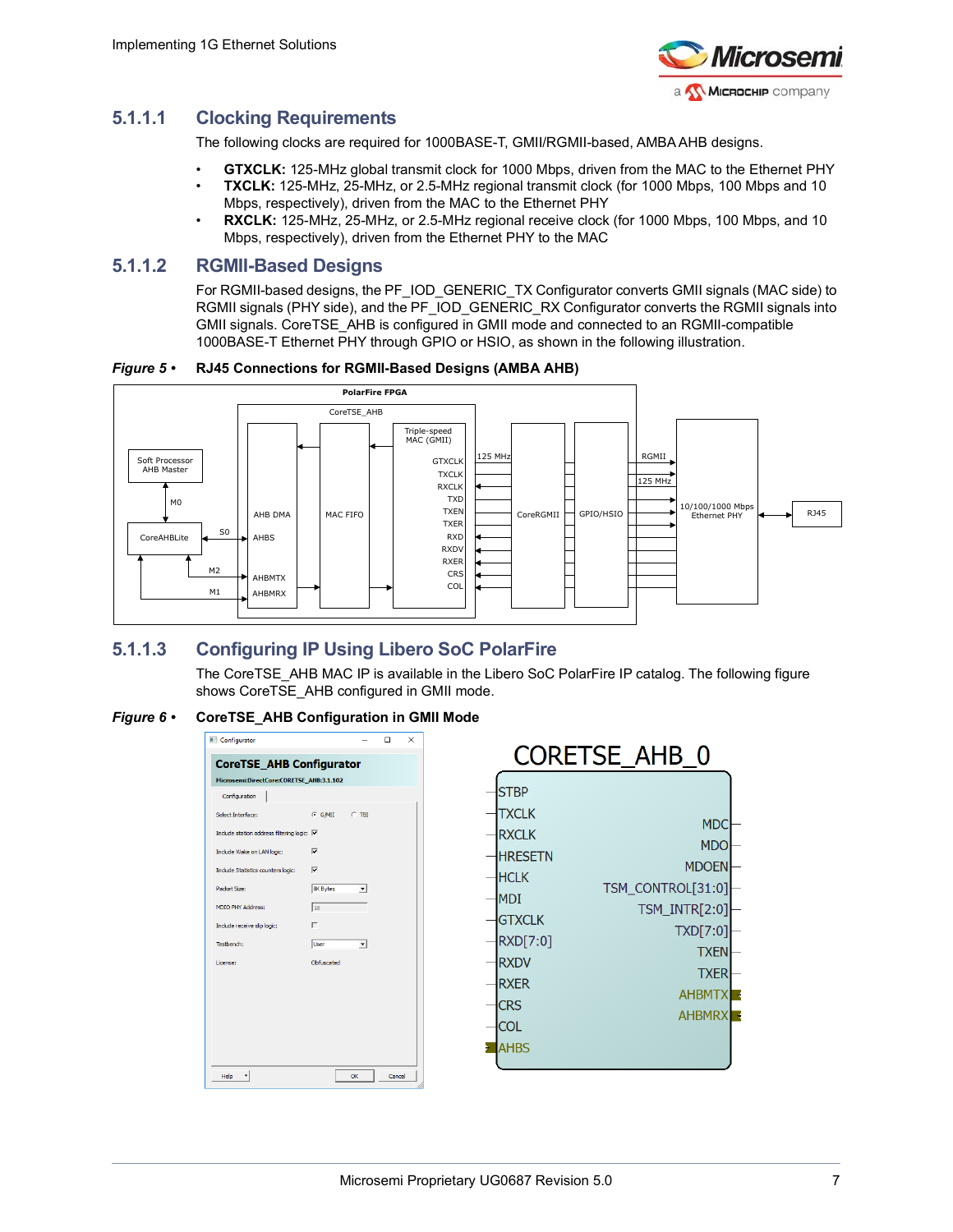### 5.1.1.1 Clocking Requirements

The following clocks are required for 1000BASE-T, GMII/RGMII-based, AMBA AHB designs.

- **GTXCLK:** 125-MHz global transmit clock for 1000 Mbps, driven from the MAC to the Ethernet PHY
- **TXCLK:** 125-MHz, 25-MHz, or 2.5-MHz regional transmit clock (for 1000 Mbps, 100 Mbps and 10 Mbps, respectively), driven from the MAC to the Ethernet PHY
- **RXCLK:** 125-MHz, 25-MHz, or 2.5-MHz regional receive clock (for 1000 Mbps, 100 Mbps, and 10 Mbps, respectively), driven from the Ethernet PHY to the MAC

### 5.1.1.2 RGMII-Based Designs

For RGMII-based designs, the PF_IOD_GENERIC_TX Configurator converts GMII signals (MAC side) to RGMII signals (PHY side), and the PF_IOD_GENERIC_RX Configurator converts the RGMII signals into GMII signals. CoreTSE_AHB is configured in GMII mode and connected to an RGMII-compatible 1000BASE-T Ethernet PHY through GPIO or HSIO, as shown in the following illustration.

***Figure 5 •*** **RJ45 Connections for RGMII-Based Designs (AMBA AHB)**

### 5.1.1.3 Configuring IP Using Libero SoC PolarFire

The CoreTSE_AHB MAC IP is available in the Libero SoC PolarFire IP catalog. The following figure shows CoreTSE_AHB configured in GMII mode.

***Figure 6 •*** **CoreTSE_AHB Configuration in GMII Mode**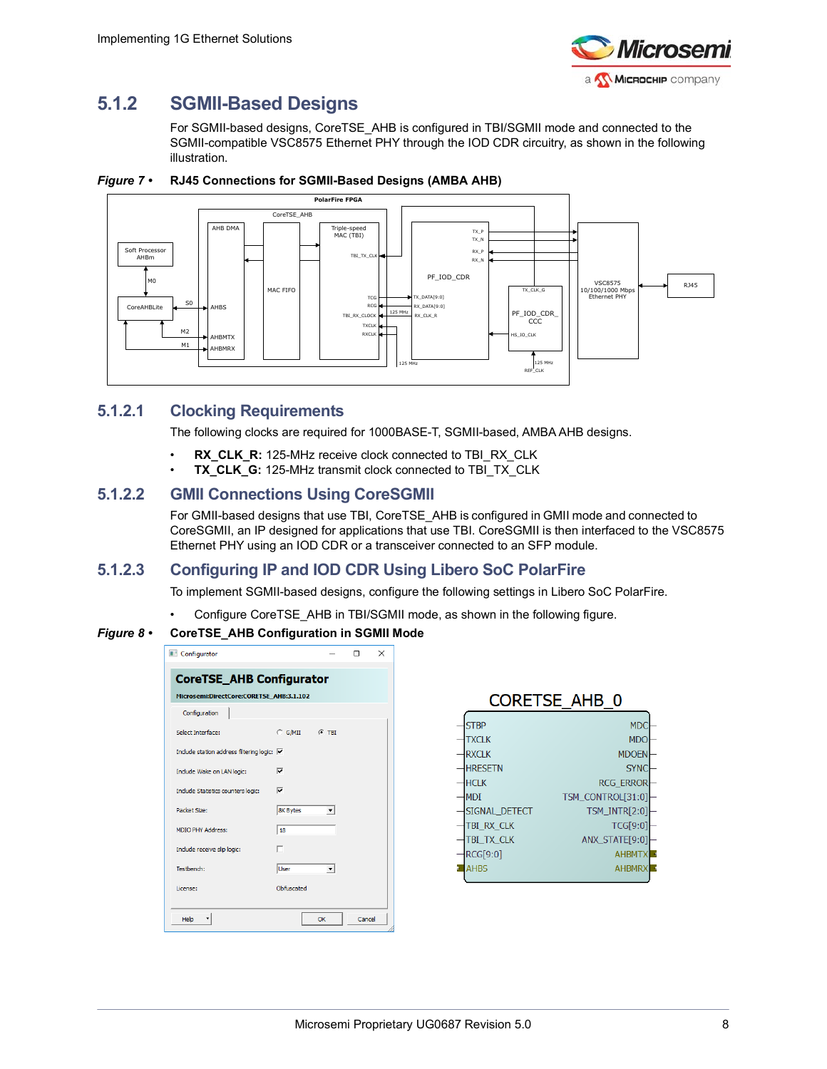## 5.1.2 SGMII-Based Designs

For SGMII-based designs, CoreTSE_AHB is configured in TBI/SGMII mode and connected to the SGMII-compatible VSC8575 Ethernet PHY through the IOD CDR circuitry, as shown in the following illustration.

***Figure 7 •*** **RJ45 Connections for SGMII-Based Designs (AMBA AHB)**

### 5.1.2.1 Clocking Requirements

The following clocks are required for 1000BASE-T, SGMII-based, AMBA AHB designs.

- **RX_CLK_R:** 125-MHz receive clock connected to TBI_RX_CLK
- **TX_CLK_G:** 125-MHz transmit clock connected to TBI_TX_CLK

### 5.1.2.2 GMII Connections Using CoreSGMII

For GMII-based designs that use TBI, CoreTSE_AHB is configured in GMII mode and connected to CoreSGMII, an IP designed for applications that use TBI. CoreSGMII is then interfaced to the VSC8575 Ethernet PHY using an IOD CDR or a transceiver connected to an SFP module.

### 5.1.2.3 Configuring IP and IOD CDR Using Libero SoC PolarFire

To implement SGMII-based designs, configure the following settings in Libero SoC PolarFire.

- Configure CoreTSE_AHB in TBI/SGMII mode, as shown in the following figure.

***Figure 8 •*** **CoreTSE_AHB Configuration in SGMII Mode**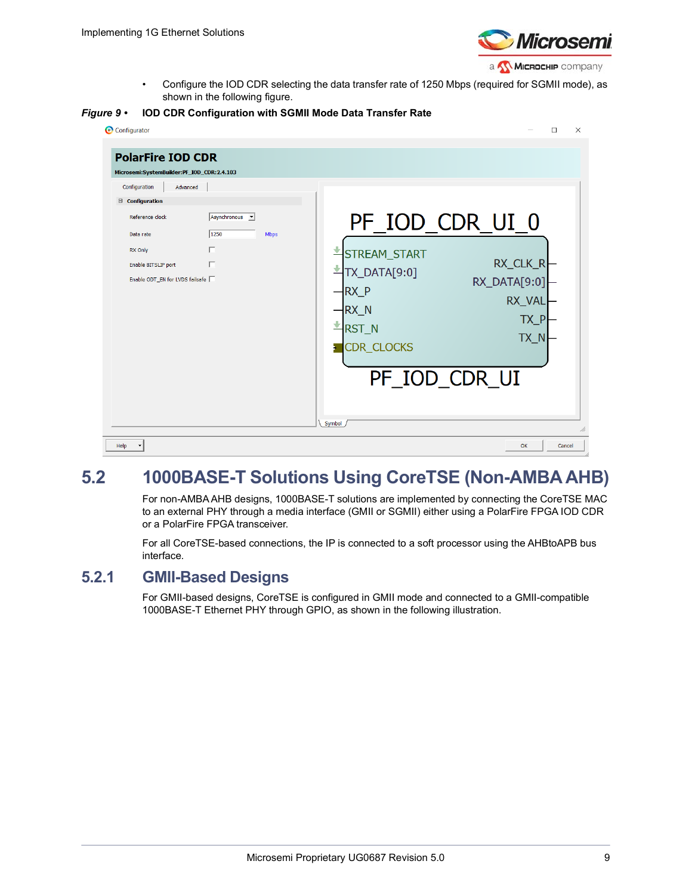- Configure the IOD CDR selecting the data transfer rate of 1250 Mbps (required for SGMII mode), as shown in the following figure.

***Figure 9 •*** **IOD CDR Configuration with SGMII Mode Data Transfer Rate**

## 5.2 1000BASE-T Solutions Using CoreTSE (Non-AMBA AHB)

For non-AMBA AHB designs, 1000BASE-T solutions are implemented by connecting the CoreTSE MAC to an external PHY through a media interface (GMII or SGMII) either using a PolarFire FPGA IOD CDR or a PolarFire FPGA transceiver.

For all CoreTSE-based connections, the IP is connected to a soft processor using the AHBtoAPB bus interface.

### 5.2.1 GMII-Based Designs

For GMII-based designs, CoreTSE is configured in GMII mode and connected to a GMII-compatible 1000BASE-T Ethernet PHY through GPIO, as shown in the following illustration.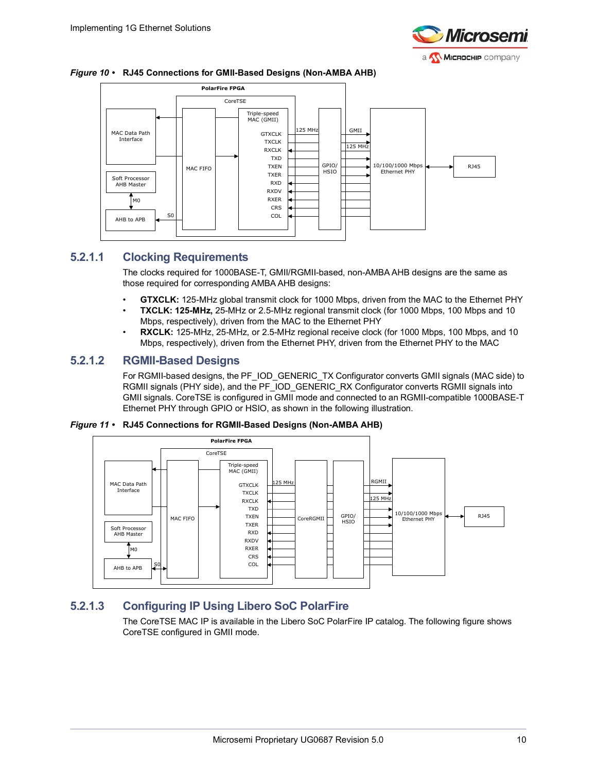*Figure 10 •* **RJ45 Connections for GMII-Based Designs (Non-AMBA AHB)**

### 5.2.1.1 Clocking Requirements

The clocks required for 1000BASE-T, GMII/RGMII-based, non-AMBA AHB designs are the same as those required for corresponding AMBA AHB designs:

- **GTXCLK:** 125-MHz global transmit clock for 1000 Mbps, driven from the MAC to the Ethernet PHY
- **TXCLK: 125-MHz,** 25-MHz or 2.5-MHz regional transmit clock (for 1000 Mbps, 100 Mbps and 10 Mbps, respectively), driven from the MAC to the Ethernet PHY
- **RXCLK:** 125-MHz, 25-MHz, or 2.5-MHz regional receive clock (for 1000 Mbps, 100 Mbps, and 10 Mbps, respectively), driven from the Ethernet PHY, driven from the Ethernet PHY to the MAC

### 5.2.1.2 RGMII-Based Designs

For RGMII-based designs, the PF_IOD_GENERIC_TX Configurator converts GMII signals (MAC side) to RGMII signals (PHY side), and the PF_IOD_GENERIC_RX Configurator converts RGMII signals into GMII signals. CoreTSE is configured in GMII mode and connected to an RGMII-compatible 1000BASE-T Ethernet PHY through GPIO or HSIO, as shown in the following illustration.

*Figure 11 •* **RJ45 Connections for RGMII-Based Designs (Non-AMBA AHB)**

### 5.2.1.3 Configuring IP Using Libero SoC PolarFire

The CoreTSE MAC IP is available in the Libero SoC PolarFire IP catalog. The following figure shows CoreTSE configured in GMII mode.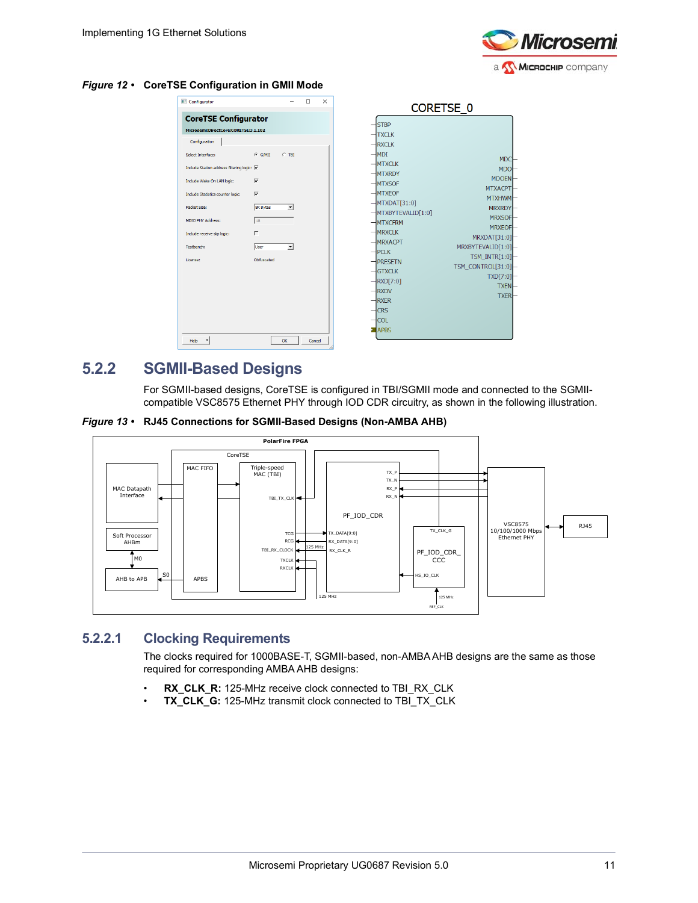*Figure 12 •* **CoreTSE Configuration in GMII Mode**

## 5.2.2 SGMII-Based Designs

For SGMII-based designs, CoreTSE is configured in TBI/SGMII mode and connected to the SGMII-compatible VSC8575 Ethernet PHY through IOD CDR circuitry, as shown in the following illustration.

*Figure 13 •* **RJ45 Connections for SGMII-Based Designs (Non-AMBA AHB)**

### 5.2.2.1 Clocking Requirements

The clocks required for 1000BASE-T, SGMII-based, non-AMBA AHB designs are the same as those required for corresponding AMBA AHB designs:

- **RX_CLK_R:** 125-MHz receive clock connected to TBI_RX_CLK
- **TX_CLK_G:** 125-MHz transmit clock connected to TBI_TX_CLK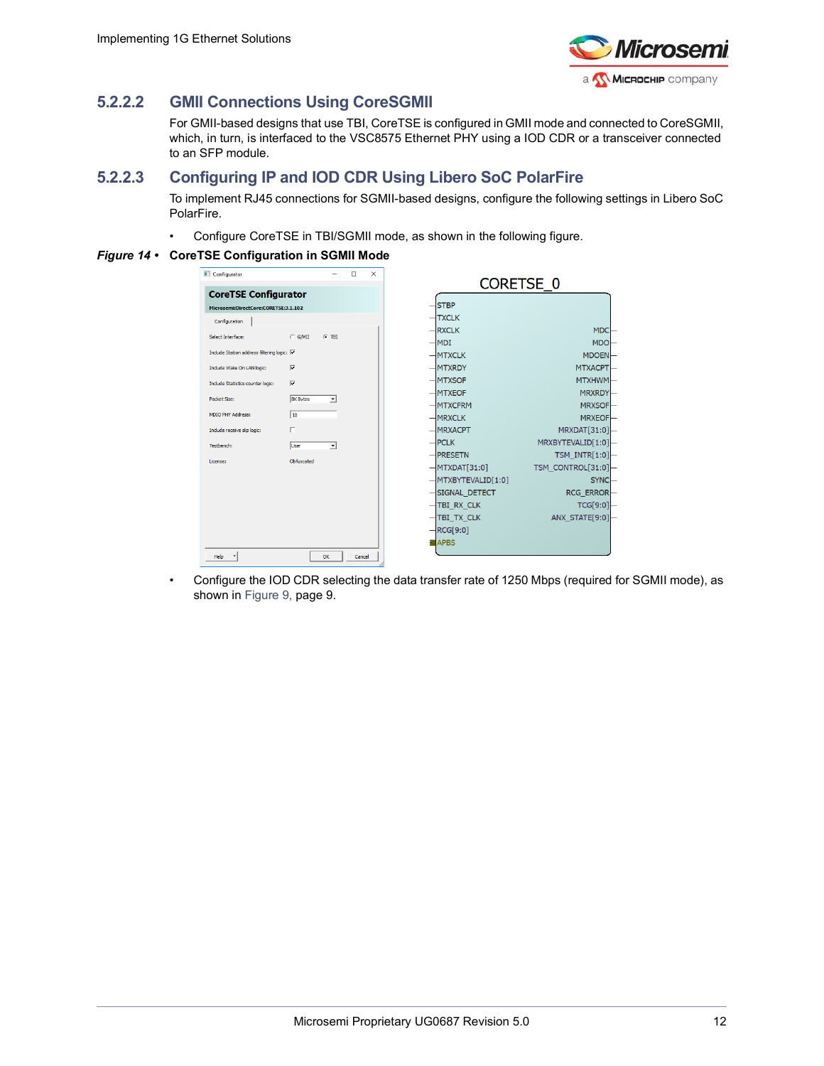### 5.2.2.2 GMII Connections Using CoreSGMII

For GMII-based designs that use TBI, CoreTSE is configured in GMII mode and connected to CoreSGMII, which, in turn, is interfaced to the VSC8575 Ethernet PHY using a IOD CDR or a transceiver connected to an SFP module.

### 5.2.2.3 Configuring IP and IOD CDR Using Libero SoC PolarFire

To implement RJ45 connections for SGMII-based designs, configure the following settings in Libero SoC PolarFire.

- Configure CoreTSE in TBI/SGMII mode, as shown in the following figure.

***Figure 14 •*** **CoreTSE Configuration in SGMII Mode**

- Configure the IOD CDR selecting the data transfer rate of 1250 Mbps (required for SGMII mode), as shown in Figure 9, page 9.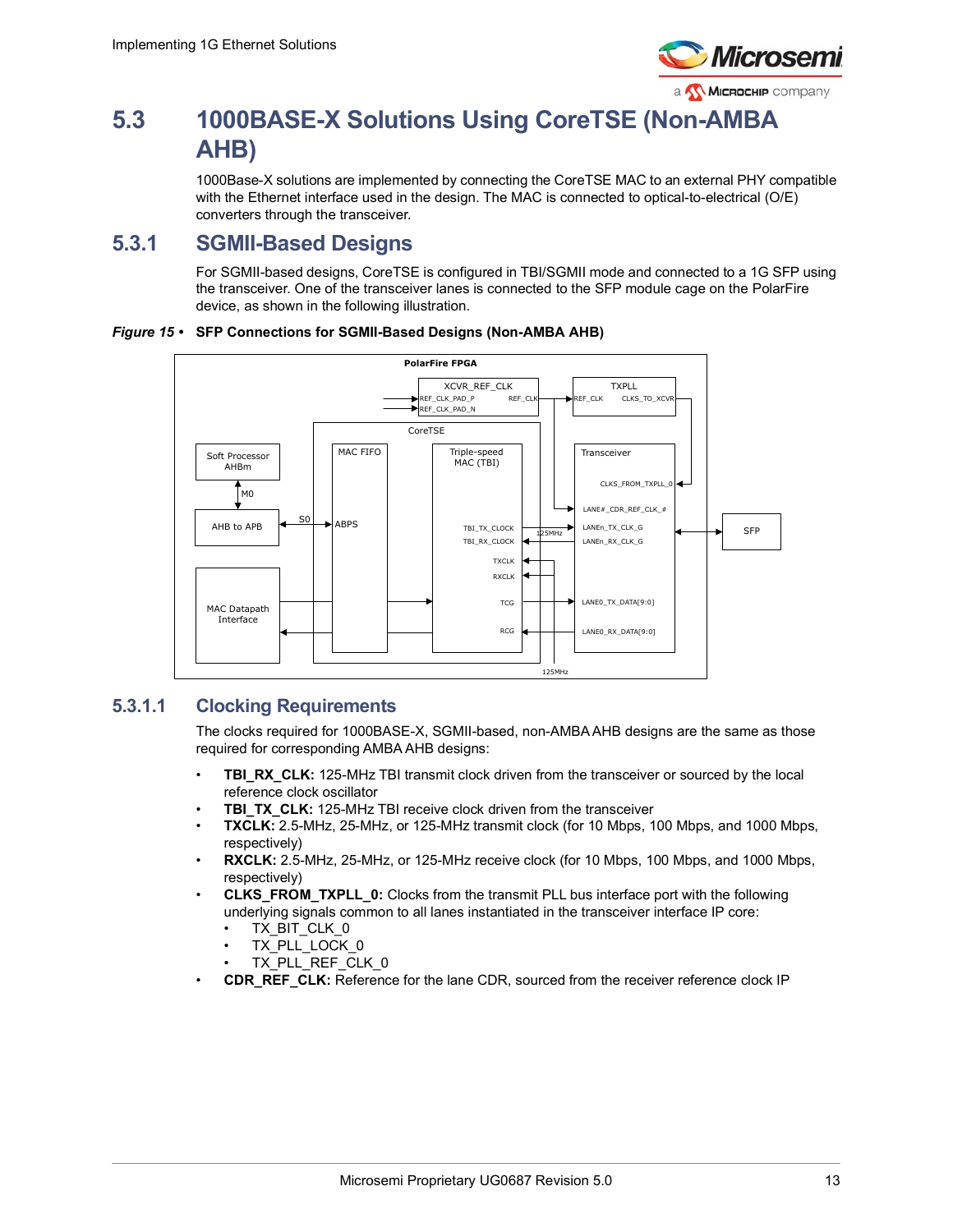## 5.3 1000BASE-X Solutions Using CoreTSE (Non-AMBA AHB)

1000Base-X solutions are implemented by connecting the CoreTSE MAC to an external PHY compatible with the Ethernet interface used in the design. The MAC is connected to optical-to-electrical (O/E) converters through the transceiver.

### 5.3.1 SGMII-Based Designs

For SGMII-based designs, CoreTSE is configured in TBI/SGMII mode and connected to a 1G SFP using the transceiver. One of the transceiver lanes is connected to the SFP module cage on the PolarFire device, as shown in the following illustration.

***Figure 15 •*** **SFP Connections for SGMII-Based Designs (Non-AMBA AHB)**

#### 5.3.1.1 Clocking Requirements

The clocks required for 1000BASE-X, SGMII-based, non-AMBA AHB designs are the same as those required for corresponding AMBA AHB designs:

- **TBI_RX_CLK:** 125-MHz TBI transmit clock driven from the transceiver or sourced by the local reference clock oscillator
- **TBI_TX_CLK:** 125-MHz TBI receive clock driven from the transceiver
- **TXCLK:** 2.5-MHz, 25-MHz, or 125-MHz transmit clock (for 10 Mbps, 100 Mbps, and 1000 Mbps, respectively)
- **RXCLK:** 2.5-MHz, 25-MHz, or 125-MHz receive clock (for 10 Mbps, 100 Mbps, and 1000 Mbps, respectively)
- **CLKS_FROM_TXPLL_0:** Clocks from the transmit PLL bus interface port with the following underlying signals common to all lanes instantiated in the transceiver interface IP core:
  - TX_BIT_CLK_0
  - TX_PLL_LOCK_0
  - TX_PLL_REF_CLK_0
- **CDR_REF_CLK:** Reference for the lane CDR, sourced from the receiver reference clock IP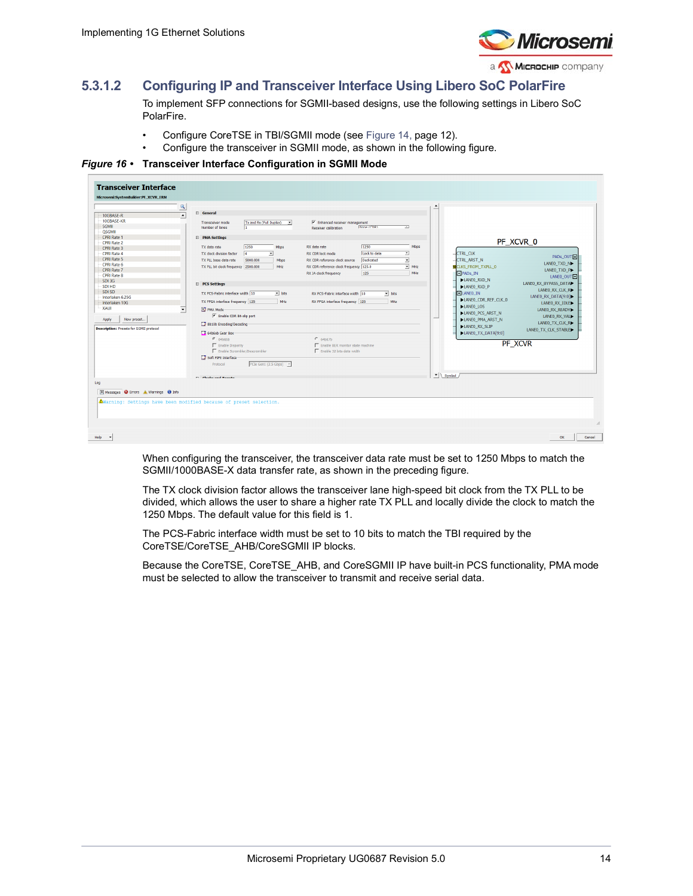### 5.3.1.2 Configuring IP and Transceiver Interface Using Libero SoC PolarFire

To implement SFP connections for SGMII-based designs, use the following settings in Libero SoC PolarFire.

- Configure CoreTSE in TBI/SGMII mode (see Figure 14, page 12).
- Configure the transceiver in SGMII mode, as shown in the following figure.

***Figure 16 •*** **Transceiver Interface Configuration in SGMII Mode**

When configuring the transceiver, the transceiver data rate must be set to 1250 Mbps to match the SGMII/1000BASE-X data transfer rate, as shown in the preceding figure.

The TX clock division factor allows the transceiver lane high-speed bit clock from the TX PLL to be divided, which allows the user to share a higher rate TX PLL and locally divide the clock to match the 1250 Mbps. The default value for this field is 1.

The PCS-Fabric interface width must be set to 10 bits to match the TBI required by the CoreTSE/CoreTSE_AHB/CoreSGMII IP blocks.

Because the CoreTSE, CoreTSE_AHB, and CoreSGMII IP have built-in PCS functionality, PMA mode must be selected to allow the transceiver to transmit and receive serial data.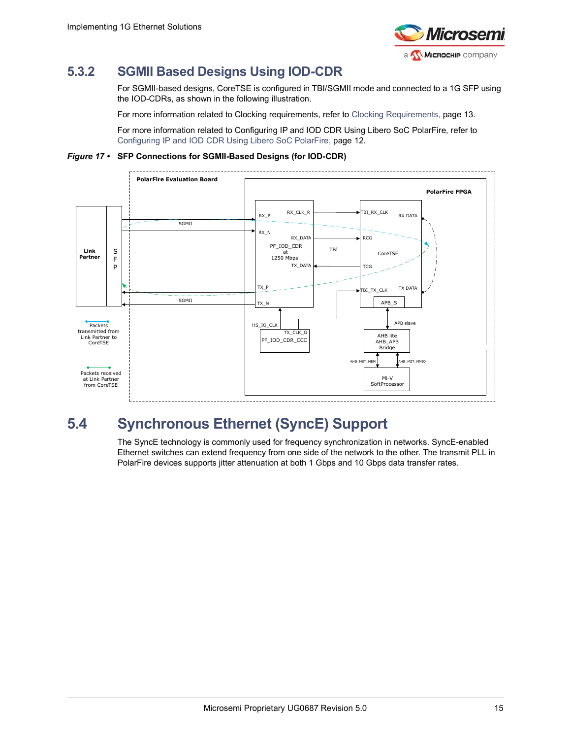### 5.3.2 SGMII Based Designs Using IOD-CDR

For SGMII-based designs, CoreTSE is configured in TBI/SGMII mode and connected to a 1G SFP using the IOD-CDRs, as shown in the following illustration.

For more information related to Clocking requirements, refer to Clocking Requirements, page 13.

For more information related to Configuring IP and IOD CDR Using Libero SoC PolarFire, refer to Configuring IP and IOD CDR Using Libero SoC PolarFire, page 12.

***Figure 17 •*** **SFP Connections for SGMII-Based Designs (for IOD-CDR)**

## 5.4 Synchronous Ethernet (SyncE) Support

The SyncE technology is commonly used for frequency synchronization in networks. SyncE-enabled Ethernet switches can extend frequency from one side of the network to the other. The transmit PLL in PolarFire devices supports jitter attenuation at both 1 Gbps and 10 Gbps data transfer rates.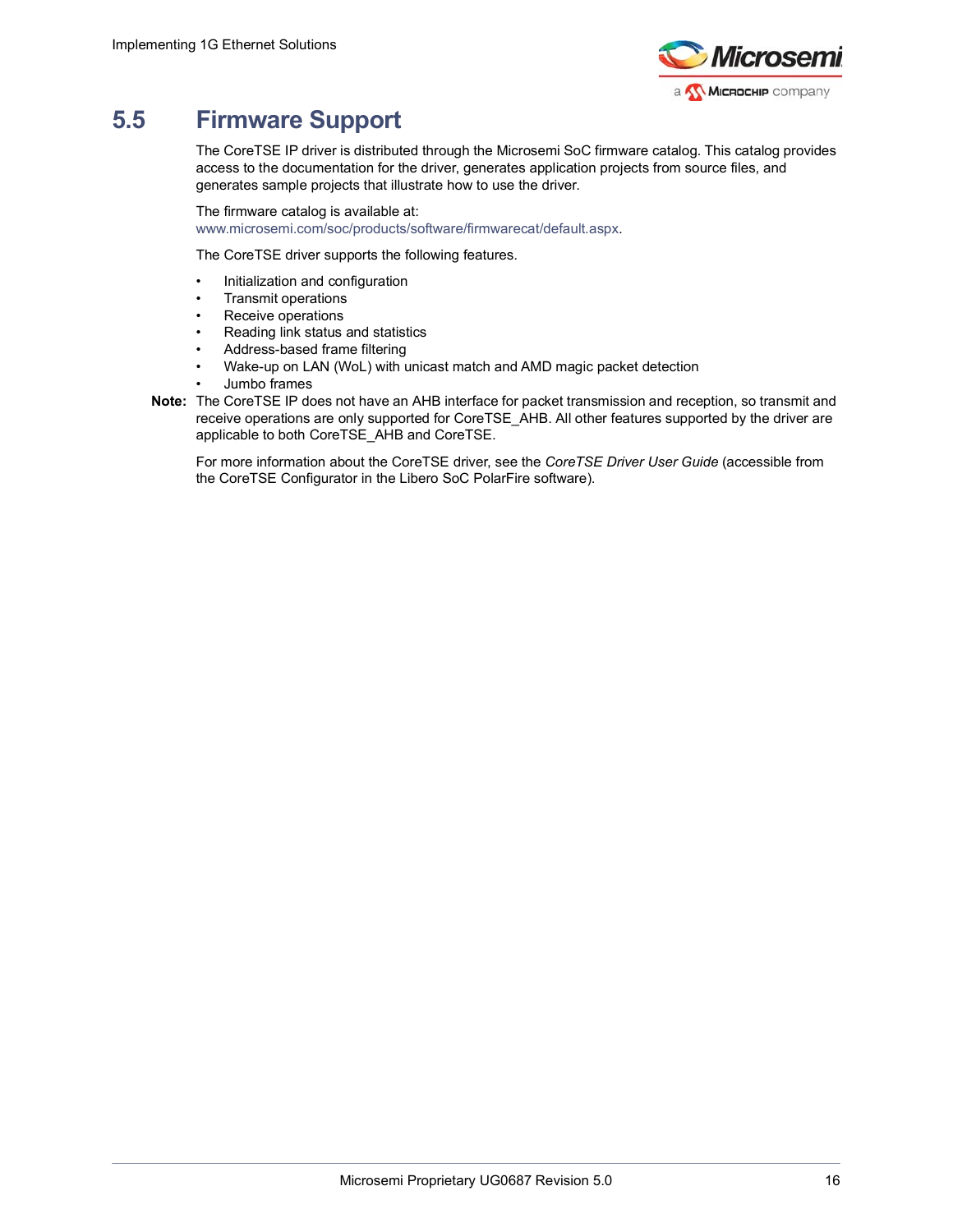## 5.5 Firmware Support

The CoreTSE IP driver is distributed through the Microsemi SoC firmware catalog. This catalog provides access to the documentation for the driver, generates application projects from source files, and generates sample projects that illustrate how to use the driver.

The firmware catalog is available at:
www.microsemi.com/soc/products/software/firmwarecat/default.aspx.

The CoreTSE driver supports the following features.

- Initialization and configuration
- Transmit operations
- Receive operations
- Reading link status and statistics
- Address-based frame filtering
- Wake-up on LAN (WoL) with unicast match and AMD magic packet detection
- Jumbo frames

**Note:** The CoreTSE IP does not have an AHB interface for packet transmission and reception, so transmit and receive operations are only supported for CoreTSE_AHB. All other features supported by the driver are applicable to both CoreTSE_AHB and CoreTSE.

For more information about the CoreTSE driver, see the *CoreTSE Driver User Guide* (accessible from the CoreTSE Configurator in the Libero SoC PolarFire software).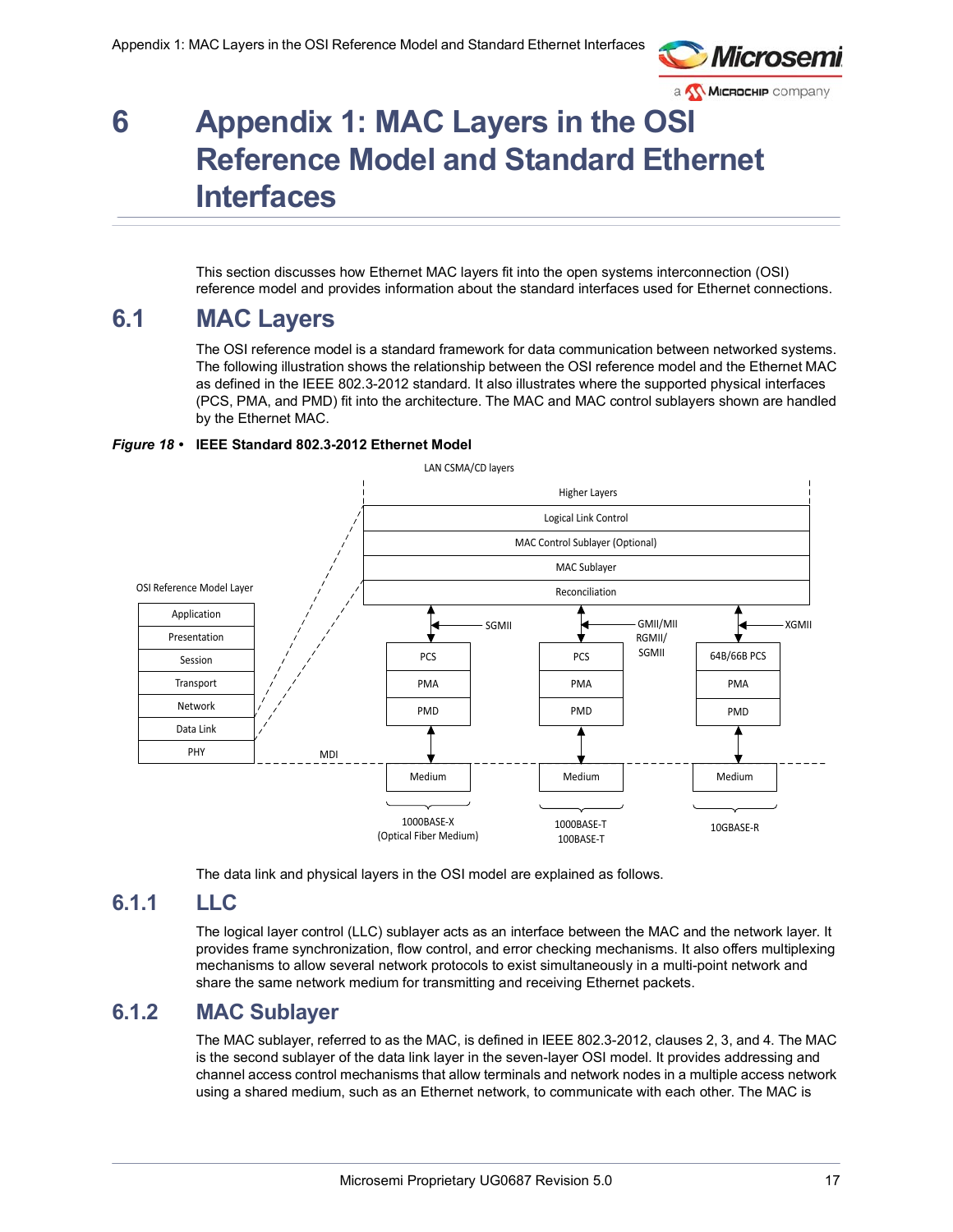# 6 Appendix 1: MAC Layers in the OSI Reference Model and Standard Ethernet Interfaces

This section discusses how Ethernet MAC layers fit into the open systems interconnection (OSI) reference model and provides information about the standard interfaces used for Ethernet connections.

## 6.1 MAC Layers

The OSI reference model is a standard framework for data communication between networked systems. The following illustration shows the relationship between the OSI reference model and the Ethernet MAC as defined in the IEEE 802.3-2012 standard. It also illustrates where the supported physical interfaces (PCS, PMA, and PMD) fit into the architecture. The MAC and MAC control sublayers shown are handled by the Ethernet MAC.

*Figure 18 •* **IEEE Standard 802.3-2012 Ethernet Model**

The data link and physical layers in the OSI model are explained as follows.

### 6.1.1 LLC

The logical layer control (LLC) sublayer acts as an interface between the MAC and the network layer. It provides frame synchronization, flow control, and error checking mechanisms. It also offers multiplexing mechanisms to allow several network protocols to exist simultaneously in a multi-point network and share the same network medium for transmitting and receiving Ethernet packets.

### 6.1.2 MAC Sublayer

The MAC sublayer, referred to as the MAC, is defined in IEEE 802.3-2012, clauses 2, 3, and 4. The MAC is the second sublayer of the data link layer in the seven-layer OSI model. It provides addressing and channel access control mechanisms that allow terminals and network nodes in a multiple access network using a shared medium, such as an Ethernet network, to communicate with each other. The MAC is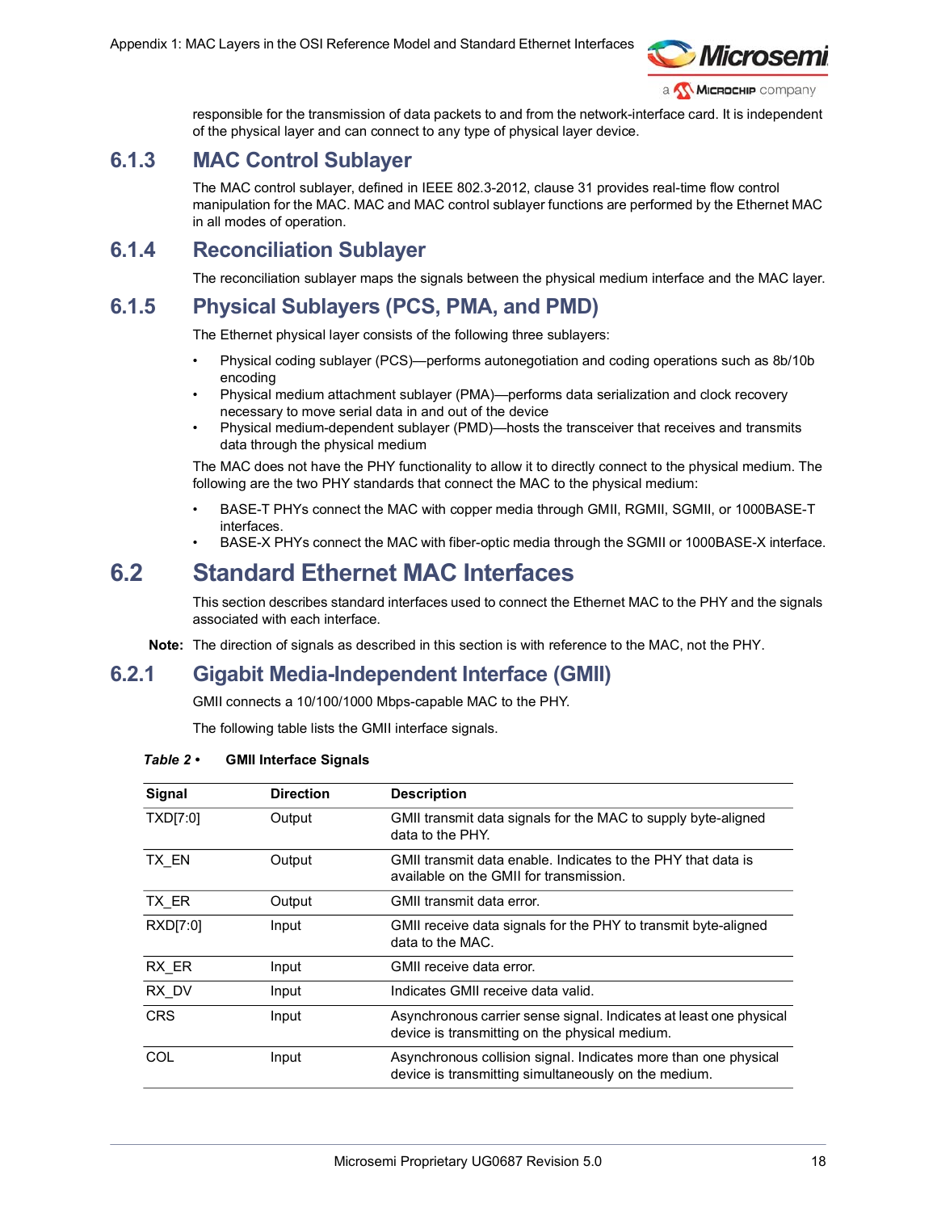responsible for the transmission of data packets to and from the network-interface card. It is independent of the physical layer and can connect to any type of physical layer device.

### 6.1.3 MAC Control Sublayer

The MAC control sublayer, defined in IEEE 802.3-2012, clause 31 provides real-time flow control manipulation for the MAC. MAC and MAC control sublayer functions are performed by the Ethernet MAC in all modes of operation.

### 6.1.4 Reconciliation Sublayer

The reconciliation sublayer maps the signals between the physical medium interface and the MAC layer.

### 6.1.5 Physical Sublayers (PCS, PMA, and PMD)

The Ethernet physical layer consists of the following three sublayers:

- Physical coding sublayer (PCS)—performs autonegotiation and coding operations such as 8b/10b encoding
- Physical medium attachment sublayer (PMA)—performs data serialization and clock recovery necessary to move serial data in and out of the device
- Physical medium-dependent sublayer (PMD)—hosts the transceiver that receives and transmits data through the physical medium

The MAC does not have the PHY functionality to allow it to directly connect to the physical medium. The following are the two PHY standards that connect the MAC to the physical medium:

- BASE-T PHYs connect the MAC with copper media through GMII, RGMII, SGMII, or 1000BASE-T interfaces.
- BASE-X PHYs connect the MAC with fiber-optic media through the SGMII or 1000BASE-X interface.

## 6.2 Standard Ethernet MAC Interfaces

This section describes standard interfaces used to connect the Ethernet MAC to the PHY and the signals associated with each interface.

**Note:** The direction of signals as described in this section is with reference to the MAC, not the PHY.

### 6.2.1 Gigabit Media-Independent Interface (GMII)

GMII connects a 10/100/1000 Mbps-capable MAC to the PHY.

The following table lists the GMII interface signals.

***Table 2 •*** **GMII Interface Signals**

| Signal | Direction | Description |
|---|---|---|
| TXD[7:0] | Output | GMII transmit data signals for the MAC to supply byte-aligned data to the PHY. |
| TX_EN | Output | GMII transmit data enable. Indicates to the PHY that data is available on the GMII for transmission. |
| TX_ER | Output | GMII transmit data error. |
| RXD[7:0] | Input | GMII receive data signals for the PHY to transmit byte-aligned data to the MAC. |
| RX_ER | Input | GMII receive data error. |
| RX_DV | Input | Indicates GMII receive data valid. |
| CRS | Input | Asynchronous carrier sense signal. Indicates at least one physical device is transmitting on the physical medium. |
| COL | Input | Asynchronous collision signal. Indicates more than one physical device is transmitting simultaneously on the medium. |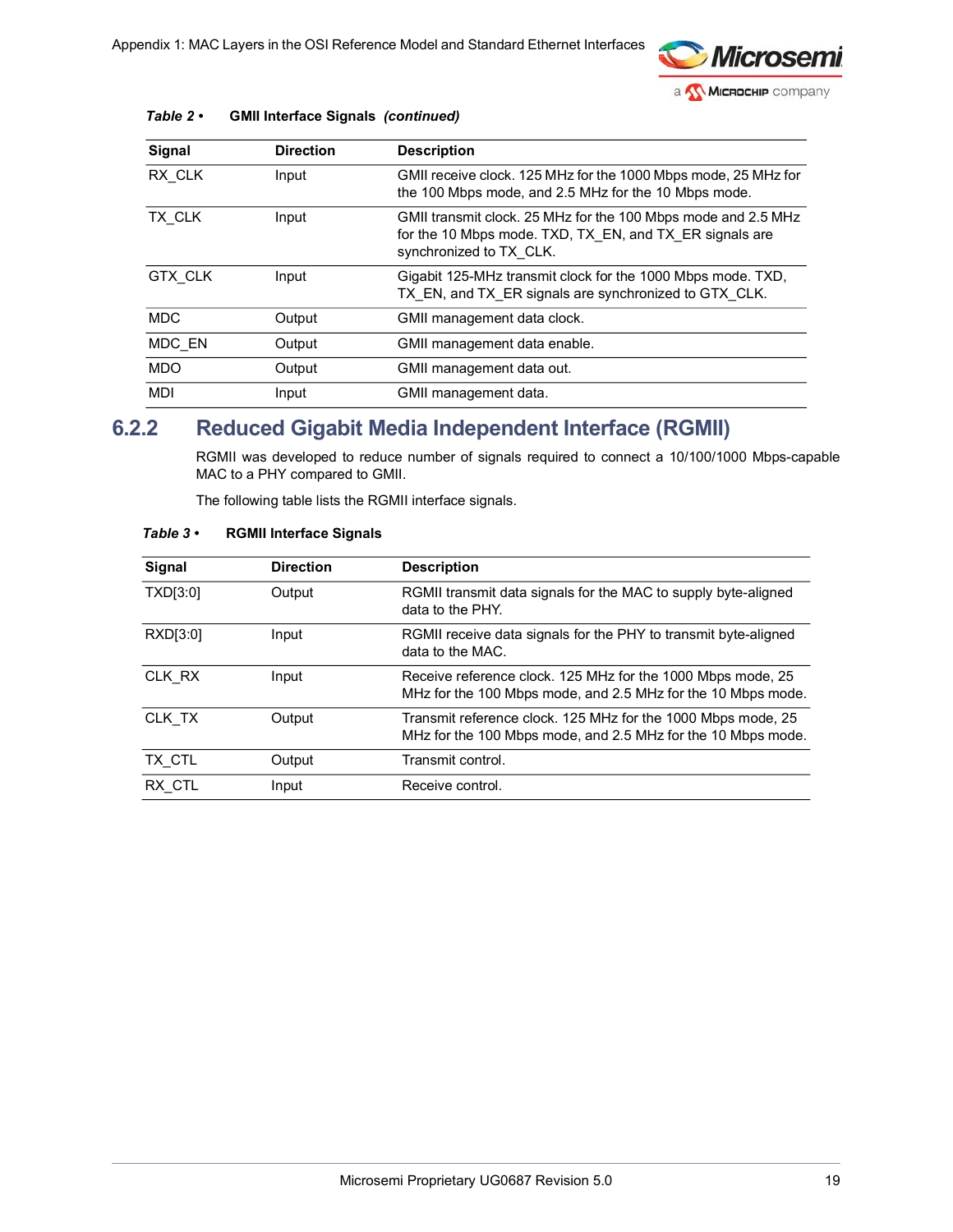*Table 2 •* **GMII Interface Signals** ***(continued)***

| Signal | Direction | Description |
|---|---|---|
| RX_CLK | Input | GMII receive clock. 125 MHz for the 1000 Mbps mode, 25 MHz for the 100 Mbps mode, and 2.5 MHz for the 10 Mbps mode. |
| TX_CLK | Input | GMII transmit clock. 25 MHz for the 100 Mbps mode and 2.5 MHz for the 10 Mbps mode. TXD, TX_EN, and TX_ER signals are synchronized to TX_CLK. |
| GTX_CLK | Input | Gigabit 125-MHz transmit clock for the 1000 Mbps mode. TXD, TX_EN, and TX_ER signals are synchronized to GTX_CLK. |
| MDC | Output | GMII management data clock. |
| MDC_EN | Output | GMII management data enable. |
| MDO | Output | GMII management data out. |
| MDI | Input | GMII management data. |

## 6.2.2 Reduced Gigabit Media Independent Interface (RGMII)

RGMII was developed to reduce number of signals required to connect a 10/100/1000 Mbps-capable MAC to a PHY compared to GMII.

The following table lists the RGMII interface signals.

*Table 3 •* **RGMII Interface Signals**

| Signal | Direction | Description |
|---|---|---|
| TXD[3:0] | Output | RGMII transmit data signals for the MAC to supply byte-aligned data to the PHY. |
| RXD[3:0] | Input | RGMII receive data signals for the PHY to transmit byte-aligned data to the MAC. |
| CLK_RX | Input | Receive reference clock. 125 MHz for the 1000 Mbps mode, 25 MHz for the 100 Mbps mode, and 2.5 MHz for the 10 Mbps mode. |
| CLK_TX | Output | Transmit reference clock. 125 MHz for the 1000 Mbps mode, 25 MHz for the 100 Mbps mode, and 2.5 MHz for the 10 Mbps mode. |
| TX_CTL | Output | Transmit control. |
| RX_CTL | Input | Receive control. |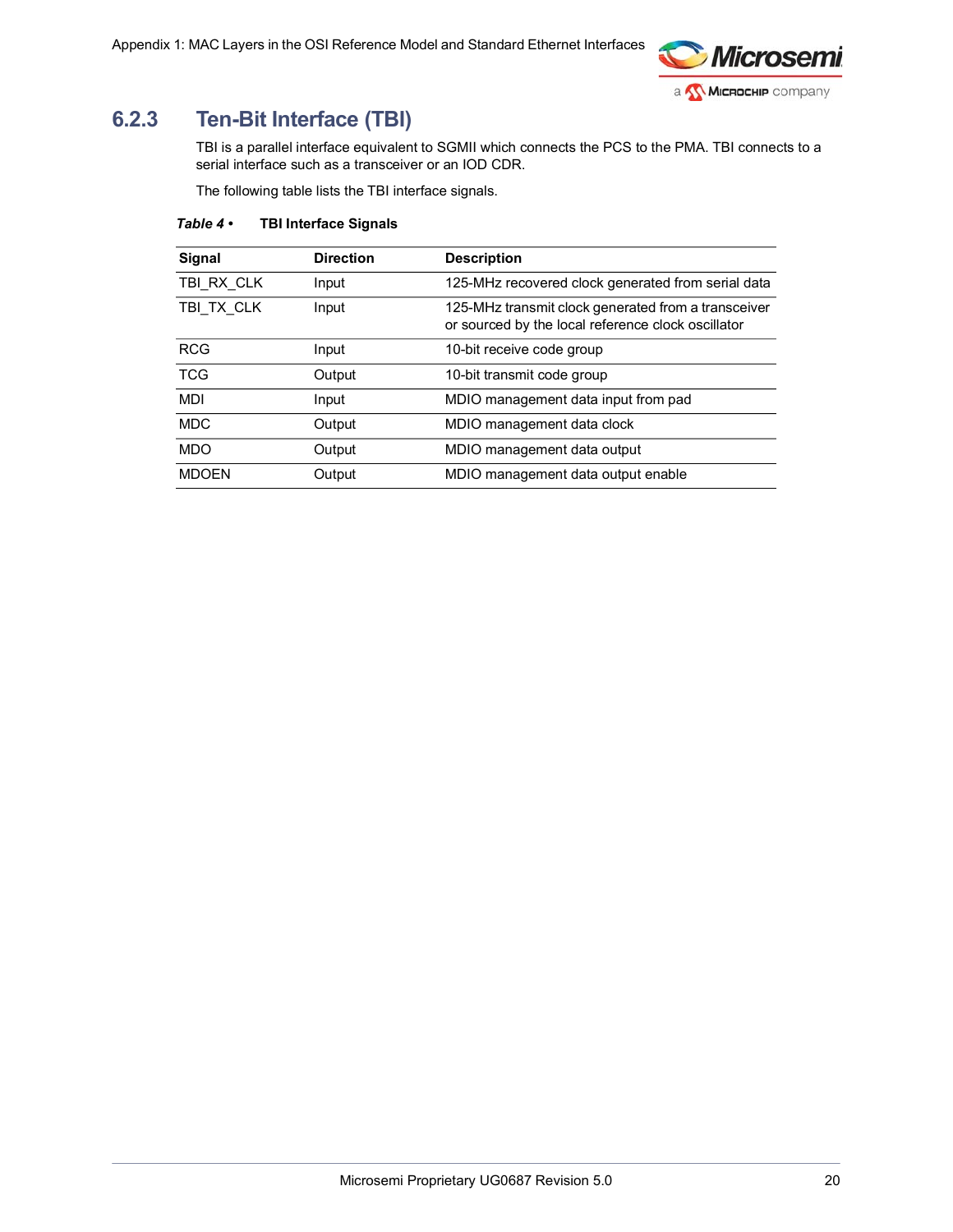### 6.2.3 Ten-Bit Interface (TBI)

TBI is a parallel interface equivalent to SGMII which connects the PCS to the PMA. TBI connects to a serial interface such as a transceiver or an IOD CDR.

The following table lists the TBI interface signals.

***Table 4 •*** **TBI Interface Signals**

| Signal | Direction | Description |
| --- | --- | --- |
| TBI_RX_CLK | Input | 125-MHz recovered clock generated from serial data |
| TBI_TX_CLK | Input | 125-MHz transmit clock generated from a transceiver or sourced by the local reference clock oscillator |
| RCG | Input | 10-bit receive code group |
| TCG | Output | 10-bit transmit code group |
| MDI | Input | MDIO management data input from pad |
| MDC | Output | MDIO management data clock |
| MDO | Output | MDIO management data output |
| MDOEN | Output | MDIO management data output enable |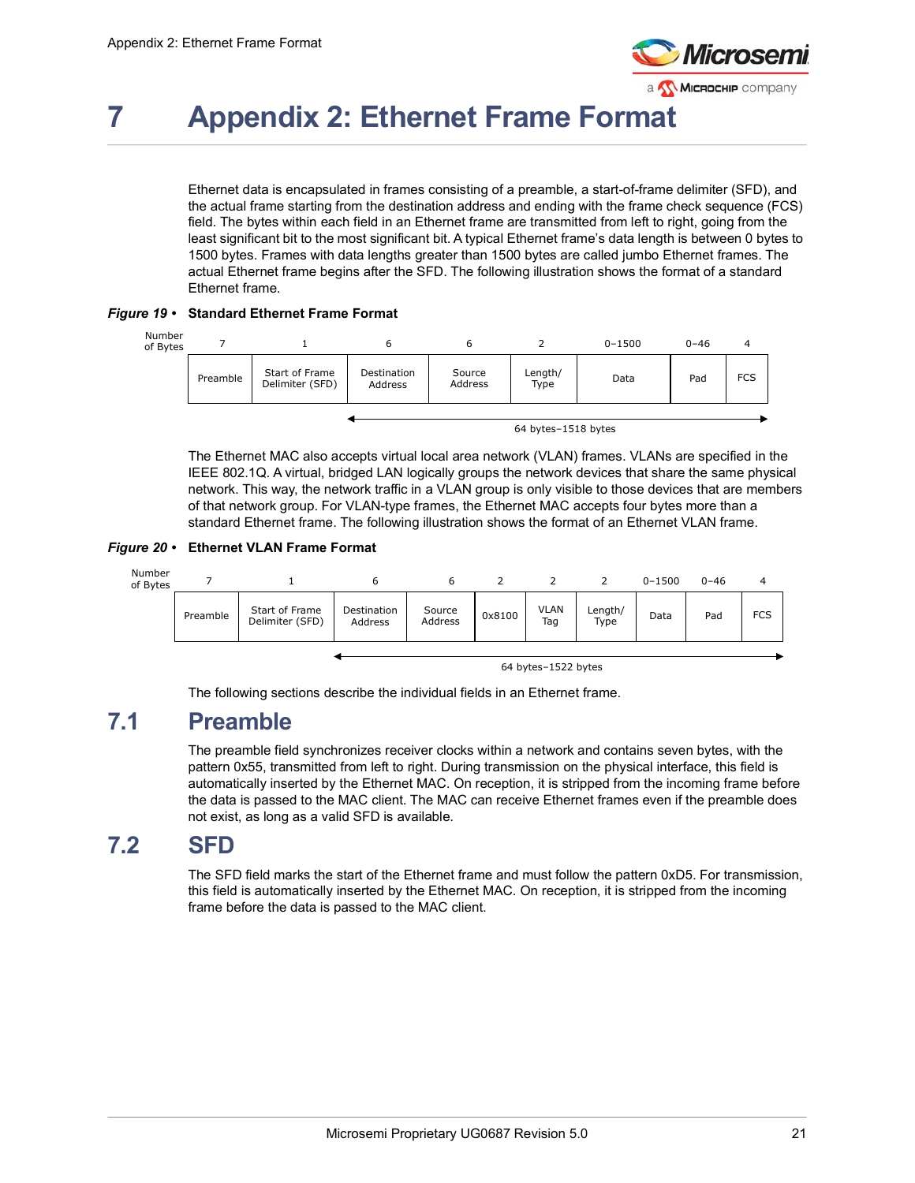# 7 Appendix 2: Ethernet Frame Format

Ethernet data is encapsulated in frames consisting of a preamble, a start-of-frame delimiter (SFD), and the actual frame starting from the destination address and ending with the frame check sequence (FCS) field. The bytes within each field in an Ethernet frame are transmitted from left to right, going from the least significant bit to the most significant bit. A typical Ethernet frame's data length is between 0 bytes to 1500 bytes. Frames with data lengths greater than 1500 bytes are called jumbo Ethernet frames. The actual Ethernet frame begins after the SFD. The following illustration shows the format of a standard Ethernet frame.

***Figure 19 •*** **Standard Ethernet Frame Format**

| Number of Bytes | 7 | 1 | 6 | 6 | 2 | 0–1500 | 0–46 | 4 |
|---|---|---|---|---|---|---|---|---|
| | Preamble | Start of Frame Delimiter (SFD) | Destination Address | Source Address | Length/ Type | Data | Pad | FCS |

64 bytes–1518 bytes (Destination Address through FCS)

The Ethernet MAC also accepts virtual local area network (VLAN) frames. VLANs are specified in the IEEE 802.1Q. A virtual, bridged LAN logically groups the network devices that share the same physical network. This way, the network traffic in a VLAN group is only visible to those devices that are members of that network group. For VLAN-type frames, the Ethernet MAC accepts four bytes more than a standard Ethernet frame. The following illustration shows the format of an Ethernet VLAN frame.

***Figure 20 •*** **Ethernet VLAN Frame Format**

| Number of Bytes | 7 | 1 | 6 | 6 | 2 | 2 | 2 | 0–1500 | 0–46 | 4 |
|---|---|---|---|---|---|---|---|---|---|---|
| | Preamble | Start of Frame Delimiter (SFD) | Destination Address | Source Address | 0x8100 | VLAN Tag | Length/ Type | Data | Pad | FCS |

64 bytes–1522 bytes (Destination Address through FCS)

The following sections describe the individual fields in an Ethernet frame.

## 7.1 Preamble

The preamble field synchronizes receiver clocks within a network and contains seven bytes, with the pattern 0x55, transmitted from left to right. During transmission on the physical interface, this field is automatically inserted by the Ethernet MAC. On reception, it is stripped from the incoming frame before the data is passed to the MAC client. The MAC can receive Ethernet frames even if the preamble does not exist, as long as a valid SFD is available.

## 7.2 SFD

The SFD field marks the start of the Ethernet frame and must follow the pattern 0xD5. For transmission, this field is automatically inserted by the Ethernet MAC. On reception, it is stripped from the incoming frame before the data is passed to the MAC client.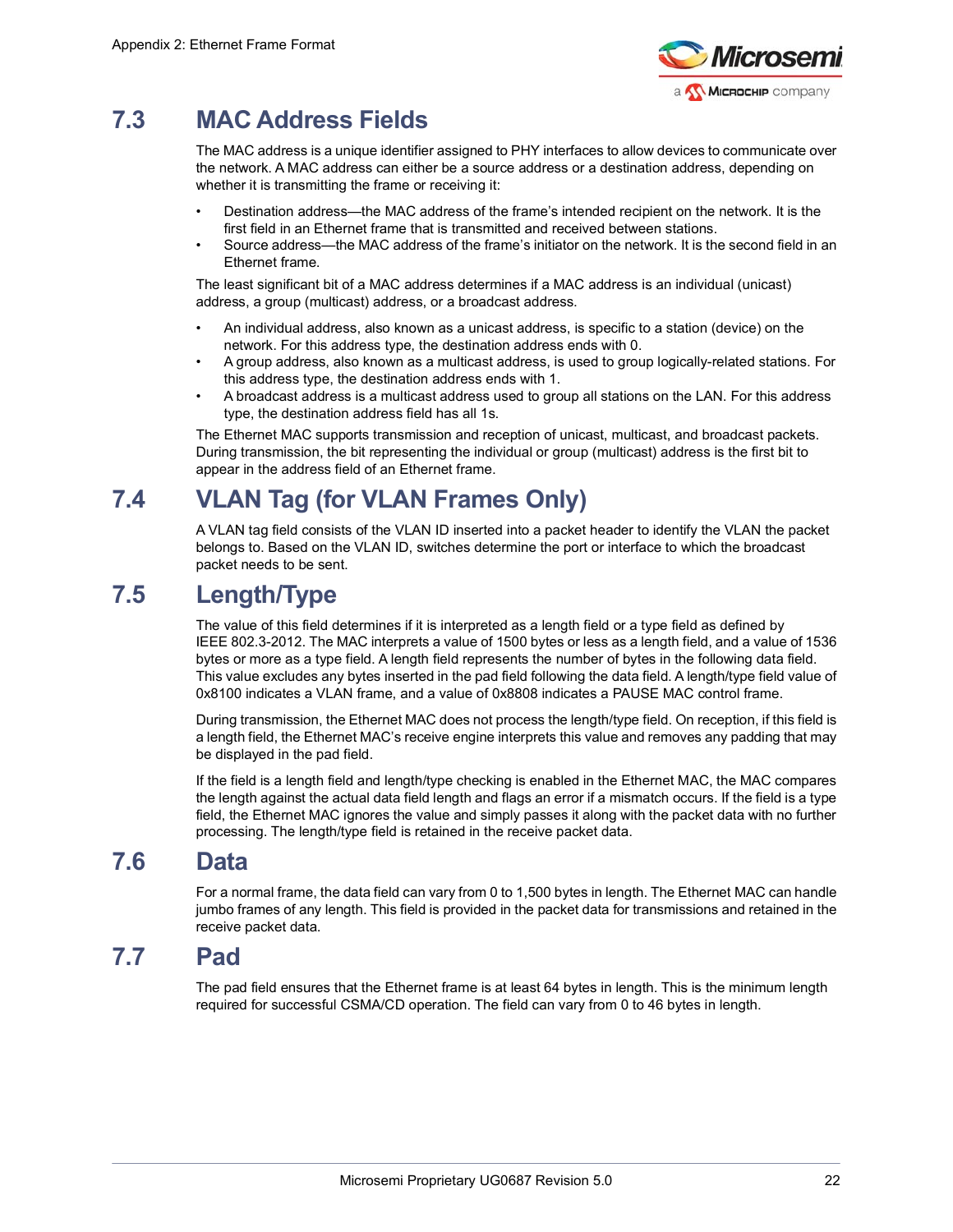## 7.3 MAC Address Fields

The MAC address is a unique identifier assigned to PHY interfaces to allow devices to communicate over the network. A MAC address can either be a source address or a destination address, depending on whether it is transmitting the frame or receiving it:

- Destination address—the MAC address of the frame's intended recipient on the network. It is the first field in an Ethernet frame that is transmitted and received between stations.
- Source address—the MAC address of the frame's initiator on the network. It is the second field in an Ethernet frame.

The least significant bit of a MAC address determines if a MAC address is an individual (unicast) address, a group (multicast) address, or a broadcast address.

- An individual address, also known as a unicast address, is specific to a station (device) on the network. For this address type, the destination address ends with 0.
- A group address, also known as a multicast address, is used to group logically-related stations. For this address type, the destination address ends with 1.
- A broadcast address is a multicast address used to group all stations on the LAN. For this address type, the destination address field has all 1s.

The Ethernet MAC supports transmission and reception of unicast, multicast, and broadcast packets. During transmission, the bit representing the individual or group (multicast) address is the first bit to appear in the address field of an Ethernet frame.

## 7.4 VLAN Tag (for VLAN Frames Only)

A VLAN tag field consists of the VLAN ID inserted into a packet header to identify the VLAN the packet belongs to. Based on the VLAN ID, switches determine the port or interface to which the broadcast packet needs to be sent.

## 7.5 Length/Type

The value of this field determines if it is interpreted as a length field or a type field as defined by IEEE 802.3-2012. The MAC interprets a value of 1500 bytes or less as a length field, and a value of 1536 bytes or more as a type field. A length field represents the number of bytes in the following data field. This value excludes any bytes inserted in the pad field following the data field. A length/type field value of 0x8100 indicates a VLAN frame, and a value of 0x8808 indicates a PAUSE MAC control frame.

During transmission, the Ethernet MAC does not process the length/type field. On reception, if this field is a length field, the Ethernet MAC's receive engine interprets this value and removes any padding that may be displayed in the pad field.

If the field is a length field and length/type checking is enabled in the Ethernet MAC, the MAC compares the length against the actual data field length and flags an error if a mismatch occurs. If the field is a type field, the Ethernet MAC ignores the value and simply passes it along with the packet data with no further processing. The length/type field is retained in the receive packet data.

## 7.6 Data

For a normal frame, the data field can vary from 0 to 1,500 bytes in length. The Ethernet MAC can handle jumbo frames of any length. This field is provided in the packet data for transmissions and retained in the receive packet data.

## 7.7 Pad

The pad field ensures that the Ethernet frame is at least 64 bytes in length. This is the minimum length required for successful CSMA/CD operation. The field can vary from 0 to 46 bytes in length.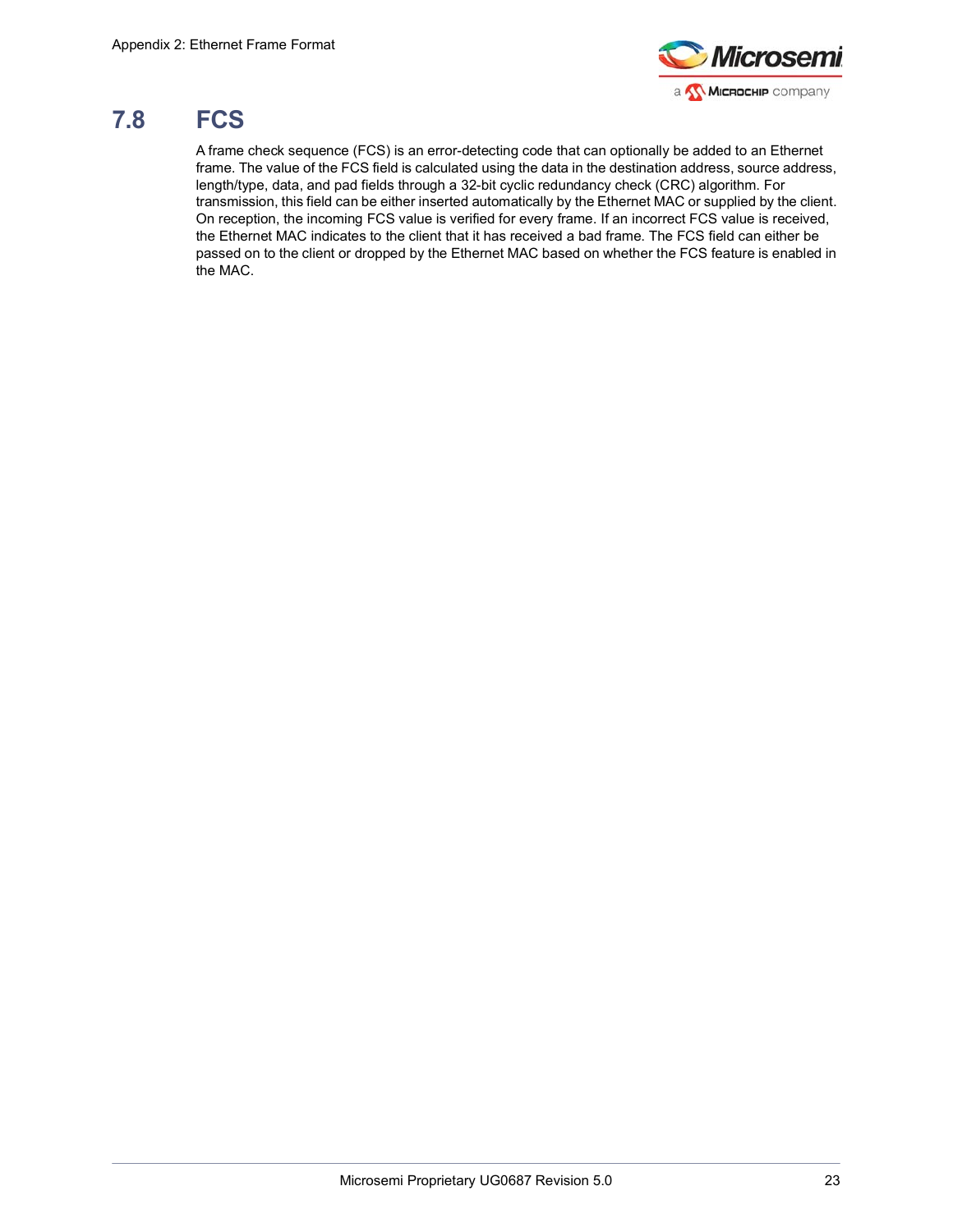## 7.8 FCS

A frame check sequence (FCS) is an error-detecting code that can optionally be added to an Ethernet frame. The value of the FCS field is calculated using the data in the destination address, source address, length/type, data, and pad fields through a 32-bit cyclic redundancy check (CRC) algorithm. For transmission, this field can be either inserted automatically by the Ethernet MAC or supplied by the client. On reception, the incoming FCS value is verified for every frame. If an incorrect FCS value is received, the Ethernet MAC indicates to the client that it has received a bad frame. The FCS field can either be passed on to the client or dropped by the Ethernet MAC based on whether the FCS feature is enabled in the MAC.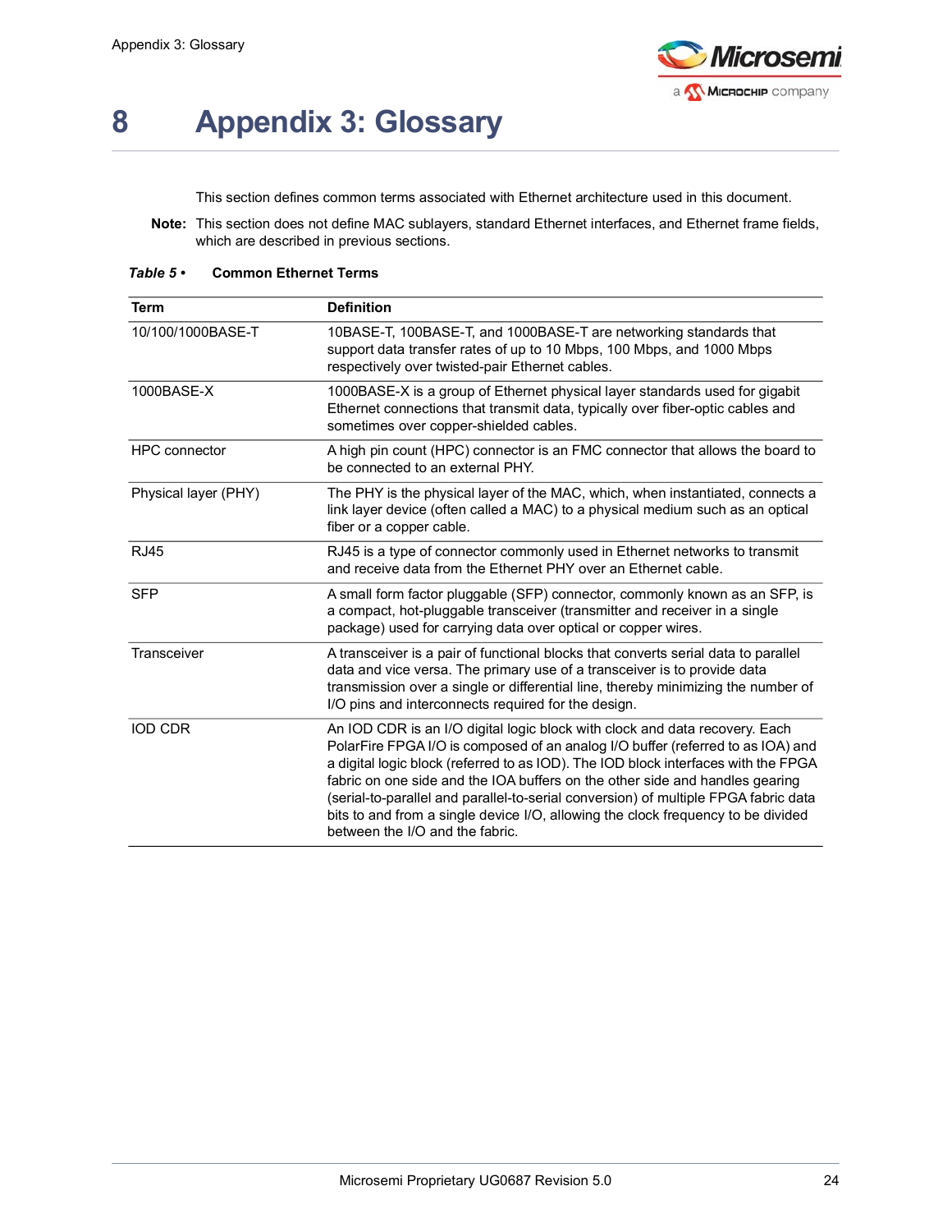# 8 Appendix 3: Glossary

This section defines common terms associated with Ethernet architecture used in this document.

**Note:** This section does not define MAC sublayers, standard Ethernet interfaces, and Ethernet frame fields, which are described in previous sections.

***Table 5 •*** **Common Ethernet Terms**

| Term | Definition |
|---|---|
| 10/100/1000BASE-T | 10BASE-T, 100BASE-T, and 1000BASE-T are networking standards that support data transfer rates of up to 10 Mbps, 100 Mbps, and 1000 Mbps respectively over twisted-pair Ethernet cables. |
| 1000BASE-X | 1000BASE-X is a group of Ethernet physical layer standards used for gigabit Ethernet connections that transmit data, typically over fiber-optic cables and sometimes over copper-shielded cables. |
| HPC connector | A high pin count (HPC) connector is an FMC connector that allows the board to be connected to an external PHY. |
| Physical layer (PHY) | The PHY is the physical layer of the MAC, which, when instantiated, connects a link layer device (often called a MAC) to a physical medium such as an optical fiber or a copper cable. |
| RJ45 | RJ45 is a type of connector commonly used in Ethernet networks to transmit and receive data from the Ethernet PHY over an Ethernet cable. |
| SFP | A small form factor pluggable (SFP) connector, commonly known as an SFP, is a compact, hot-pluggable transceiver (transmitter and receiver in a single package) used for carrying data over optical or copper wires. |
| Transceiver | A transceiver is a pair of functional blocks that converts serial data to parallel data and vice versa. The primary use of a transceiver is to provide data transmission over a single or differential line, thereby minimizing the number of I/O pins and interconnects required for the design. |
| IOD CDR | An IOD CDR is an I/O digital logic block with clock and data recovery. Each PolarFire FPGA I/O is composed of an analog I/O buffer (referred to as IOA) and a digital logic block (referred to as IOD). The IOD block interfaces with the FPGA fabric on one side and the IOA buffers on the other side and handles gearing (serial-to-parallel and parallel-to-serial conversion) of multiple FPGA fabric data bits to and from a single device I/O, allowing the clock frequency to be divided between the I/O and the fabric. |